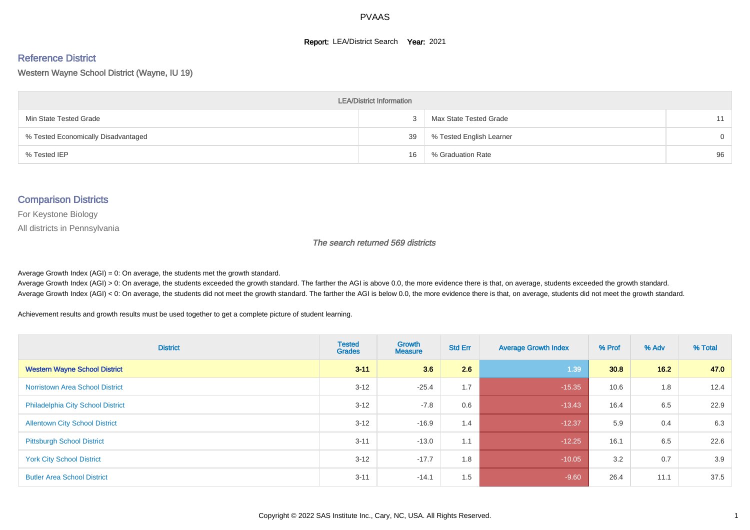PVAAS

**Report:** LEA/District Search **Year:** 2021

## Reference District

### Western Wayne School District (Wayne, IU 19)

| LEA/District Information | | | |
|---|---|---|---|
| Min State Tested Grade | 3 | Max State Tested Grade | 11 |
| % Tested Economically Disadvantaged | 39 | % Tested English Learner | 0 |
| % Tested IEP | 16 | % Graduation Rate | 96 |

## Comparison Districts

For Keystone Biology

All districts in Pennsylvania

*The search returned 569 districts*

Average Growth Index (AGI) = 0: On average, the students met the growth standard.
Average Growth Index (AGI) > 0: On average, the students exceeded the growth standard. The farther the AGI is above 0.0, the more evidence there is that, on average, students exceeded the growth standard.
Average Growth Index (AGI) < 0: On average, the students did not meet the growth standard. The farther the AGI is below 0.0, the more evidence there is that, on average, students did not meet the growth standard.

Achievement results and growth results must be used together to get a complete picture of student learning.

| District | Tested Grades | Growth Measure | Std Err | Average Growth Index | % Prof | % Adv | % Total |
|---|---|---|---|---|---|---|---|
| **Western Wayne School District** | **3-11** | **3.6** | **2.6** | **1.39** | **30.8** | **16.2** | **47.0** |
| Norristown Area School District | 3-12 | -25.4 | 1.7 | -15.35 | 10.6 | 1.8 | 12.4 |
| Philadelphia City School District | 3-12 | -7.8 | 0.6 | -13.43 | 16.4 | 6.5 | 22.9 |
| Allentown City School District | 3-12 | -16.9 | 1.4 | -12.37 | 5.9 | 0.4 | 6.3 |
| Pittsburgh School District | 3-11 | -13.0 | 1.1 | -12.25 | 16.1 | 6.5 | 22.6 |
| York City School District | 3-12 | -17.7 | 1.8 | -10.05 | 3.2 | 0.7 | 3.9 |
| Butler Area School District | 3-11 | -14.1 | 1.5 | -9.60 | 26.4 | 11.1 | 37.5 |

Copyright © 2022 SAS Institute Inc., Cary, NC, USA. All Rights Reserved.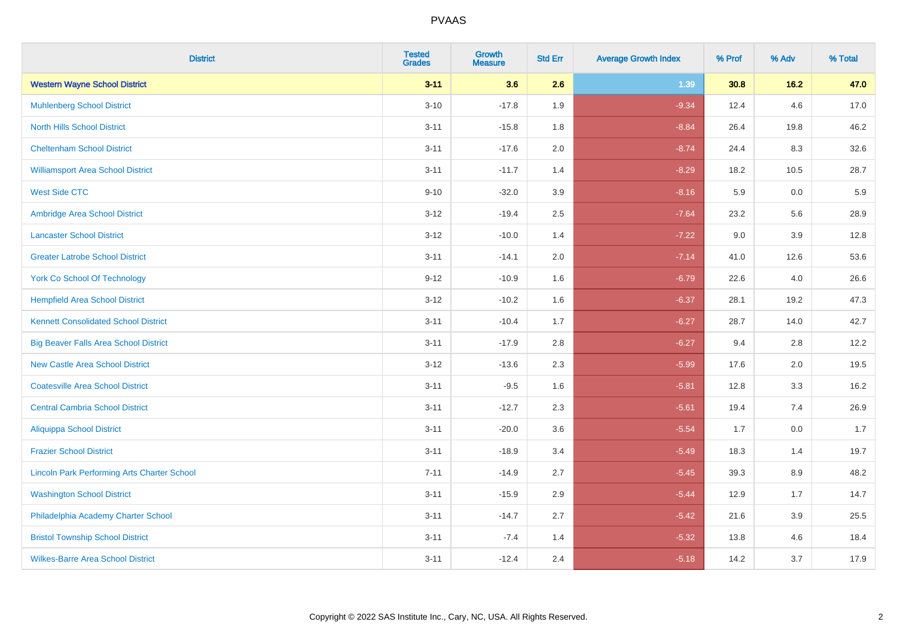PVAAS

| District | Tested Grades | Growth Measure | Std Err | Average Growth Index | % Prof | % Adv | % Total |
|---|---|---|---|---|---|---|---|
| **Western Wayne School District** | **3-11** | **3.6** | **2.6** | **1.39** | **30.8** | **16.2** | **47.0** |
| Muhlenberg School District | 3-10 | -17.8 | 1.9 | -9.34 | 12.4 | 4.6 | 17.0 |
| North Hills School District | 3-11 | -15.8 | 1.8 | -8.84 | 26.4 | 19.8 | 46.2 |
| Cheltenham School District | 3-11 | -17.6 | 2.0 | -8.74 | 24.4 | 8.3 | 32.6 |
| Williamsport Area School District | 3-11 | -11.7 | 1.4 | -8.29 | 18.2 | 10.5 | 28.7 |
| West Side CTC | 9-10 | -32.0 | 3.9 | -8.16 | 5.9 | 0.0 | 5.9 |
| Ambridge Area School District | 3-12 | -19.4 | 2.5 | -7.64 | 23.2 | 5.6 | 28.9 |
| Lancaster School District | 3-12 | -10.0 | 1.4 | -7.22 | 9.0 | 3.9 | 12.8 |
| Greater Latrobe School District | 3-11 | -14.1 | 2.0 | -7.14 | 41.0 | 12.6 | 53.6 |
| York Co School Of Technology | 9-12 | -10.9 | 1.6 | -6.79 | 22.6 | 4.0 | 26.6 |
| Hempfield Area School District | 3-12 | -10.2 | 1.6 | -6.37 | 28.1 | 19.2 | 47.3 |
| Kennett Consolidated School District | 3-11 | -10.4 | 1.7 | -6.27 | 28.7 | 14.0 | 42.7 |
| Big Beaver Falls Area School District | 3-11 | -17.9 | 2.8 | -6.27 | 9.4 | 2.8 | 12.2 |
| New Castle Area School District | 3-12 | -13.6 | 2.3 | -5.99 | 17.6 | 2.0 | 19.5 |
| Coatesville Area School District | 3-11 | -9.5 | 1.6 | -5.81 | 12.8 | 3.3 | 16.2 |
| Central Cambria School District | 3-11 | -12.7 | 2.3 | -5.61 | 19.4 | 7.4 | 26.9 |
| Aliquippa School District | 3-11 | -20.0 | 3.6 | -5.54 | 1.7 | 0.0 | 1.7 |
| Frazier School District | 3-11 | -18.9 | 3.4 | -5.49 | 18.3 | 1.4 | 19.7 |
| Lincoln Park Performing Arts Charter School | 7-11 | -14.9 | 2.7 | -5.45 | 39.3 | 8.9 | 48.2 |
| Washington School District | 3-11 | -15.9 | 2.9 | -5.44 | 12.9 | 1.7 | 14.7 |
| Philadelphia Academy Charter School | 3-11 | -14.7 | 2.7 | -5.42 | 21.6 | 3.9 | 25.5 |
| Bristol Township School District | 3-11 | -7.4 | 1.4 | -5.32 | 13.8 | 4.6 | 18.4 |
| Wilkes-Barre Area School District | 3-11 | -12.4 | 2.4 | -5.18 | 14.2 | 3.7 | 17.9 |

Copyright © 2022 SAS Institute Inc., Cary, NC, USA. All Rights Reserved.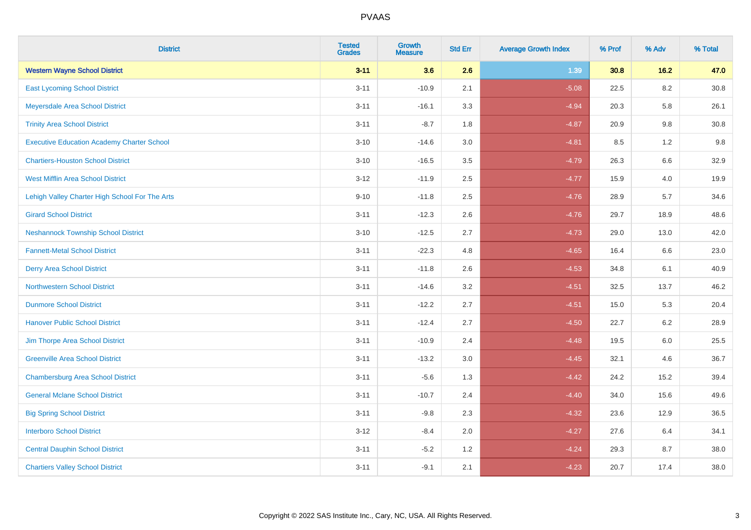# PVAAS

| District | Tested Grades | Growth Measure | Std Err | Average Growth Index | % Prof | % Adv | % Total |
|---|---|---|---|---|---|---|---|
| **Western Wayne School District** | **3-11** | **3.6** | **2.6** | **1.39** | **30.8** | **16.2** | **47.0** |
| East Lycoming School District | 3-11 | -10.9 | 2.1 | -5.08 | 22.5 | 8.2 | 30.8 |
| Meyersdale Area School District | 3-11 | -16.1 | 3.3 | -4.94 | 20.3 | 5.8 | 26.1 |
| Trinity Area School District | 3-11 | -8.7 | 1.8 | -4.87 | 20.9 | 9.8 | 30.8 |
| Executive Education Academy Charter School | 3-10 | -14.6 | 3.0 | -4.81 | 8.5 | 1.2 | 9.8 |
| Chartiers-Houston School District | 3-10 | -16.5 | 3.5 | -4.79 | 26.3 | 6.6 | 32.9 |
| West Mifflin Area School District | 3-12 | -11.9 | 2.5 | -4.77 | 15.9 | 4.0 | 19.9 |
| Lehigh Valley Charter High School For The Arts | 9-10 | -11.8 | 2.5 | -4.76 | 28.9 | 5.7 | 34.6 |
| Girard School District | 3-11 | -12.3 | 2.6 | -4.76 | 29.7 | 18.9 | 48.6 |
| Neshannock Township School District | 3-10 | -12.5 | 2.7 | -4.73 | 29.0 | 13.0 | 42.0 |
| Fannett-Metal School District | 3-11 | -22.3 | 4.8 | -4.65 | 16.4 | 6.6 | 23.0 |
| Derry Area School District | 3-11 | -11.8 | 2.6 | -4.53 | 34.8 | 6.1 | 40.9 |
| Northwestern School District | 3-11 | -14.6 | 3.2 | -4.51 | 32.5 | 13.7 | 46.2 |
| Dunmore School District | 3-11 | -12.2 | 2.7 | -4.51 | 15.0 | 5.3 | 20.4 |
| Hanover Public School District | 3-11 | -12.4 | 2.7 | -4.50 | 22.7 | 6.2 | 28.9 |
| Jim Thorpe Area School District | 3-11 | -10.9 | 2.4 | -4.48 | 19.5 | 6.0 | 25.5 |
| Greenville Area School District | 3-11 | -13.2 | 3.0 | -4.45 | 32.1 | 4.6 | 36.7 |
| Chambersburg Area School District | 3-11 | -5.6 | 1.3 | -4.42 | 24.2 | 15.2 | 39.4 |
| General Mclane School District | 3-11 | -10.7 | 2.4 | -4.40 | 34.0 | 15.6 | 49.6 |
| Big Spring School District | 3-11 | -9.8 | 2.3 | -4.32 | 23.6 | 12.9 | 36.5 |
| Interboro School District | 3-12 | -8.4 | 2.0 | -4.27 | 27.6 | 6.4 | 34.1 |
| Central Dauphin School District | 3-11 | -5.2 | 1.2 | -4.24 | 29.3 | 8.7 | 38.0 |
| Chartiers Valley School District | 3-11 | -9.1 | 2.1 | -4.23 | 20.7 | 17.4 | 38.0 |

Copyright © 2022 SAS Institute Inc., Cary, NC, USA. All Rights Reserved.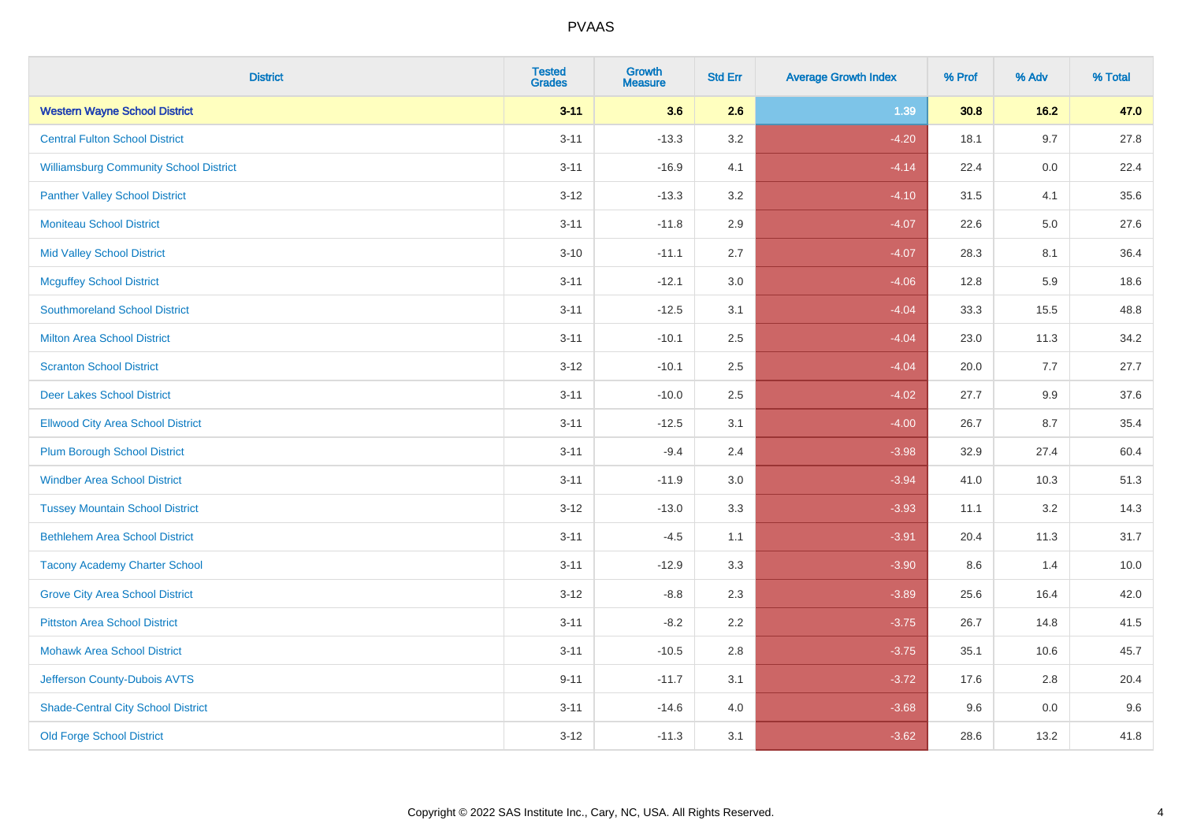# PVAAS

| District | Tested Grades | Growth Measure | Std Err | Average Growth Index | % Prof | % Adv | % Total |
|---|---|---|---|---|---|---|---|
| **Western Wayne School District** | **3-11** | **3.6** | **2.6** | **1.39** | **30.8** | **16.2** | **47.0** |
| Central Fulton School District | 3-11 | -13.3 | 3.2 | -4.20 | 18.1 | 9.7 | 27.8 |
| Williamsburg Community School District | 3-11 | -16.9 | 4.1 | -4.14 | 22.4 | 0.0 | 22.4 |
| Panther Valley School District | 3-12 | -13.3 | 3.2 | -4.10 | 31.5 | 4.1 | 35.6 |
| Moniteau School District | 3-11 | -11.8 | 2.9 | -4.07 | 22.6 | 5.0 | 27.6 |
| Mid Valley School District | 3-10 | -11.1 | 2.7 | -4.07 | 28.3 | 8.1 | 36.4 |
| Mcguffey School District | 3-11 | -12.1 | 3.0 | -4.06 | 12.8 | 5.9 | 18.6 |
| Southmoreland School District | 3-11 | -12.5 | 3.1 | -4.04 | 33.3 | 15.5 | 48.8 |
| Milton Area School District | 3-11 | -10.1 | 2.5 | -4.04 | 23.0 | 11.3 | 34.2 |
| Scranton School District | 3-12 | -10.1 | 2.5 | -4.04 | 20.0 | 7.7 | 27.7 |
| Deer Lakes School District | 3-11 | -10.0 | 2.5 | -4.02 | 27.7 | 9.9 | 37.6 |
| Ellwood City Area School District | 3-11 | -12.5 | 3.1 | -4.00 | 26.7 | 8.7 | 35.4 |
| Plum Borough School District | 3-11 | -9.4 | 2.4 | -3.98 | 32.9 | 27.4 | 60.4 |
| Windber Area School District | 3-11 | -11.9 | 3.0 | -3.94 | 41.0 | 10.3 | 51.3 |
| Tussey Mountain School District | 3-12 | -13.0 | 3.3 | -3.93 | 11.1 | 3.2 | 14.3 |
| Bethlehem Area School District | 3-11 | -4.5 | 1.1 | -3.91 | 20.4 | 11.3 | 31.7 |
| Tacony Academy Charter School | 3-11 | -12.9 | 3.3 | -3.90 | 8.6 | 1.4 | 10.0 |
| Grove City Area School District | 3-12 | -8.8 | 2.3 | -3.89 | 25.6 | 16.4 | 42.0 |
| Pittston Area School District | 3-11 | -8.2 | 2.2 | -3.75 | 26.7 | 14.8 | 41.5 |
| Mohawk Area School District | 3-11 | -10.5 | 2.8 | -3.75 | 35.1 | 10.6 | 45.7 |
| Jefferson County-Dubois AVTS | 9-11 | -11.7 | 3.1 | -3.72 | 17.6 | 2.8 | 20.4 |
| Shade-Central City School District | 3-11 | -14.6 | 4.0 | -3.68 | 9.6 | 0.0 | 9.6 |
| Old Forge School District | 3-12 | -11.3 | 3.1 | -3.62 | 28.6 | 13.2 | 41.8 |

Copyright © 2022 SAS Institute Inc., Cary, NC, USA. All Rights Reserved.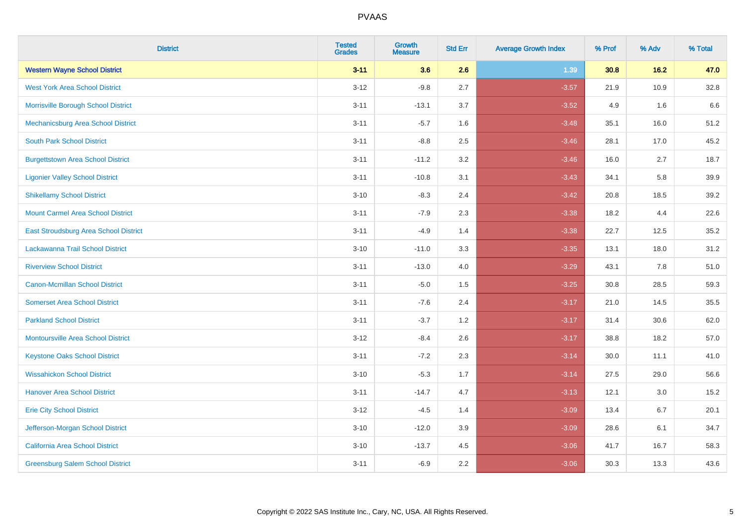# PVAAS

| District | Tested Grades | Growth Measure | Std Err | Average Growth Index | % Prof | % Adv | % Total |
|---|---|---|---|---|---|---|---|
| **Western Wayne School District** | **3-11** | **3.6** | **2.6** | **1.39** | **30.8** | **16.2** | **47.0** |
| West York Area School District | 3-12 | -9.8 | 2.7 | -3.57 | 21.9 | 10.9 | 32.8 |
| Morrisville Borough School District | 3-11 | -13.1 | 3.7 | -3.52 | 4.9 | 1.6 | 6.6 |
| Mechanicsburg Area School District | 3-11 | -5.7 | 1.6 | -3.48 | 35.1 | 16.0 | 51.2 |
| South Park School District | 3-11 | -8.8 | 2.5 | -3.46 | 28.1 | 17.0 | 45.2 |
| Burgettstown Area School District | 3-11 | -11.2 | 3.2 | -3.46 | 16.0 | 2.7 | 18.7 |
| Ligonier Valley School District | 3-11 | -10.8 | 3.1 | -3.43 | 34.1 | 5.8 | 39.9 |
| Shikellamy School District | 3-10 | -8.3 | 2.4 | -3.42 | 20.8 | 18.5 | 39.2 |
| Mount Carmel Area School District | 3-11 | -7.9 | 2.3 | -3.38 | 18.2 | 4.4 | 22.6 |
| East Stroudsburg Area School District | 3-11 | -4.9 | 1.4 | -3.38 | 22.7 | 12.5 | 35.2 |
| Lackawanna Trail School District | 3-10 | -11.0 | 3.3 | -3.35 | 13.1 | 18.0 | 31.2 |
| Riverview School District | 3-11 | -13.0 | 4.0 | -3.29 | 43.1 | 7.8 | 51.0 |
| Canon-Mcmillan School District | 3-11 | -5.0 | 1.5 | -3.25 | 30.8 | 28.5 | 59.3 |
| Somerset Area School District | 3-11 | -7.6 | 2.4 | -3.17 | 21.0 | 14.5 | 35.5 |
| Parkland School District | 3-11 | -3.7 | 1.2 | -3.17 | 31.4 | 30.6 | 62.0 |
| Montoursville Area School District | 3-12 | -8.4 | 2.6 | -3.17 | 38.8 | 18.2 | 57.0 |
| Keystone Oaks School District | 3-11 | -7.2 | 2.3 | -3.14 | 30.0 | 11.1 | 41.0 |
| Wissahickon School District | 3-10 | -5.3 | 1.7 | -3.14 | 27.5 | 29.0 | 56.6 |
| Hanover Area School District | 3-11 | -14.7 | 4.7 | -3.13 | 12.1 | 3.0 | 15.2 |
| Erie City School District | 3-12 | -4.5 | 1.4 | -3.09 | 13.4 | 6.7 | 20.1 |
| Jefferson-Morgan School District | 3-10 | -12.0 | 3.9 | -3.09 | 28.6 | 6.1 | 34.7 |
| California Area School District | 3-10 | -13.7 | 4.5 | -3.06 | 41.7 | 16.7 | 58.3 |
| Greensburg Salem School District | 3-11 | -6.9 | 2.2 | -3.06 | 30.3 | 13.3 | 43.6 |

Copyright © 2022 SAS Institute Inc., Cary, NC, USA. All Rights Reserved.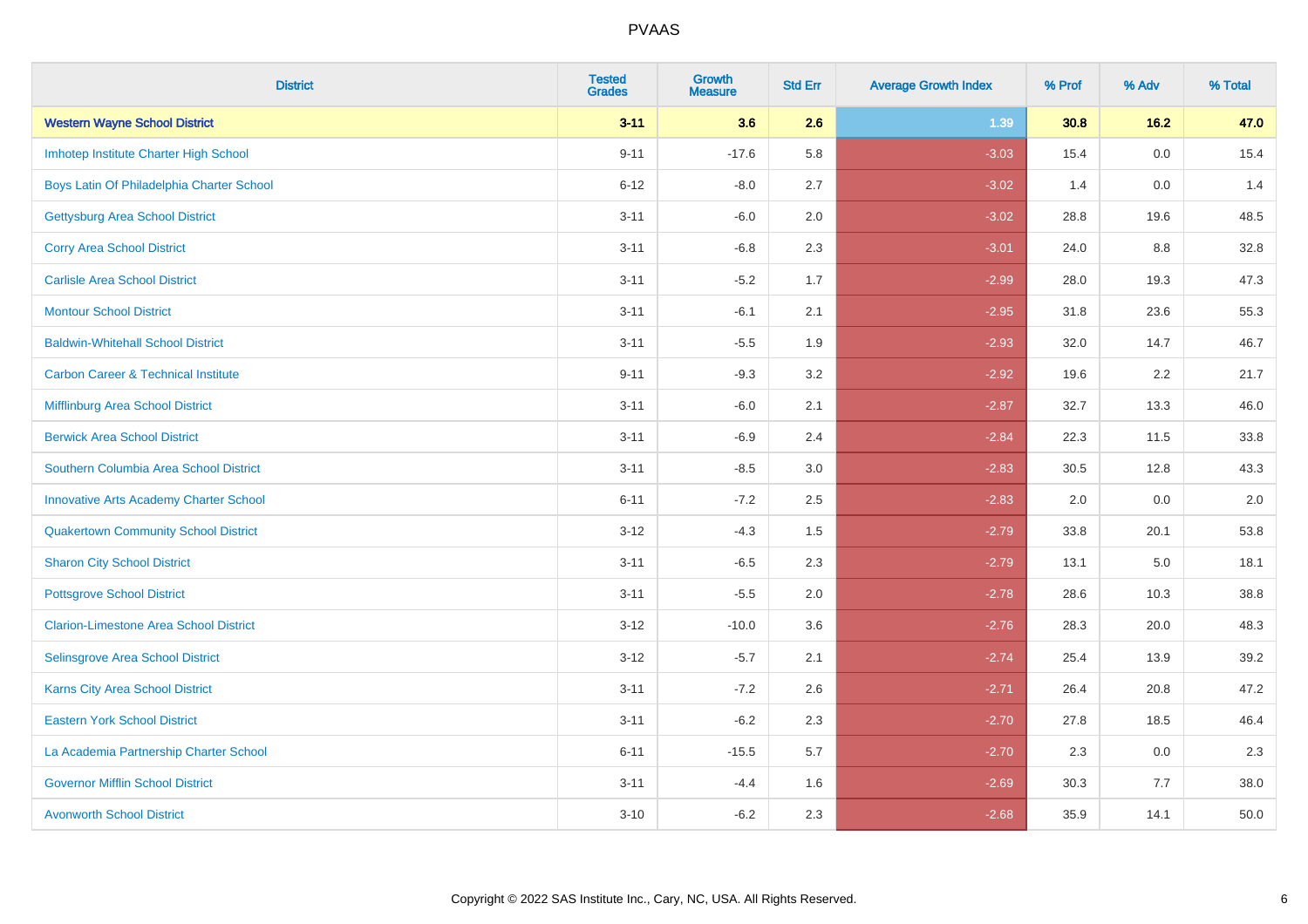| District | Tested Grades | Growth Measure | Std Err | Average Growth Index | % Prof | % Adv | % Total |
|---|---|---|---|---|---|---|---|
| **Western Wayne School District** | **3-11** | **3.6** | **2.6** | **1.39** | **30.8** | **16.2** | **47.0** |
| Imhotep Institute Charter High School | 9-11 | -17.6 | 5.8 | -3.03 | 15.4 | 0.0 | 15.4 |
| Boys Latin Of Philadelphia Charter School | 6-12 | -8.0 | 2.7 | -3.02 | 1.4 | 0.0 | 1.4 |
| Gettysburg Area School District | 3-11 | -6.0 | 2.0 | -3.02 | 28.8 | 19.6 | 48.5 |
| Corry Area School District | 3-11 | -6.8 | 2.3 | -3.01 | 24.0 | 8.8 | 32.8 |
| Carlisle Area School District | 3-11 | -5.2 | 1.7 | -2.99 | 28.0 | 19.3 | 47.3 |
| Montour School District | 3-11 | -6.1 | 2.1 | -2.95 | 31.8 | 23.6 | 55.3 |
| Baldwin-Whitehall School District | 3-11 | -5.5 | 1.9 | -2.93 | 32.0 | 14.7 | 46.7 |
| Carbon Career & Technical Institute | 9-11 | -9.3 | 3.2 | -2.92 | 19.6 | 2.2 | 21.7 |
| Mifflinburg Area School District | 3-11 | -6.0 | 2.1 | -2.87 | 32.7 | 13.3 | 46.0 |
| Berwick Area School District | 3-11 | -6.9 | 2.4 | -2.84 | 22.3 | 11.5 | 33.8 |
| Southern Columbia Area School District | 3-11 | -8.5 | 3.0 | -2.83 | 30.5 | 12.8 | 43.3 |
| Innovative Arts Academy Charter School | 6-11 | -7.2 | 2.5 | -2.83 | 2.0 | 0.0 | 2.0 |
| Quakertown Community School District | 3-12 | -4.3 | 1.5 | -2.79 | 33.8 | 20.1 | 53.8 |
| Sharon City School District | 3-11 | -6.5 | 2.3 | -2.79 | 13.1 | 5.0 | 18.1 |
| Pottsgrove School District | 3-11 | -5.5 | 2.0 | -2.78 | 28.6 | 10.3 | 38.8 |
| Clarion-Limestone Area School District | 3-12 | -10.0 | 3.6 | -2.76 | 28.3 | 20.0 | 48.3 |
| Selinsgrove Area School District | 3-12 | -5.7 | 2.1 | -2.74 | 25.4 | 13.9 | 39.2 |
| Karns City Area School District | 3-11 | -7.2 | 2.6 | -2.71 | 26.4 | 20.8 | 47.2 |
| Eastern York School District | 3-11 | -6.2 | 2.3 | -2.70 | 27.8 | 18.5 | 46.4 |
| La Academia Partnership Charter School | 6-11 | -15.5 | 5.7 | -2.70 | 2.3 | 0.0 | 2.3 |
| Governor Mifflin School District | 3-11 | -4.4 | 1.6 | -2.69 | 30.3 | 7.7 | 38.0 |
| Avonworth School District | 3-10 | -6.2 | 2.3 | -2.68 | 35.9 | 14.1 | 50.0 |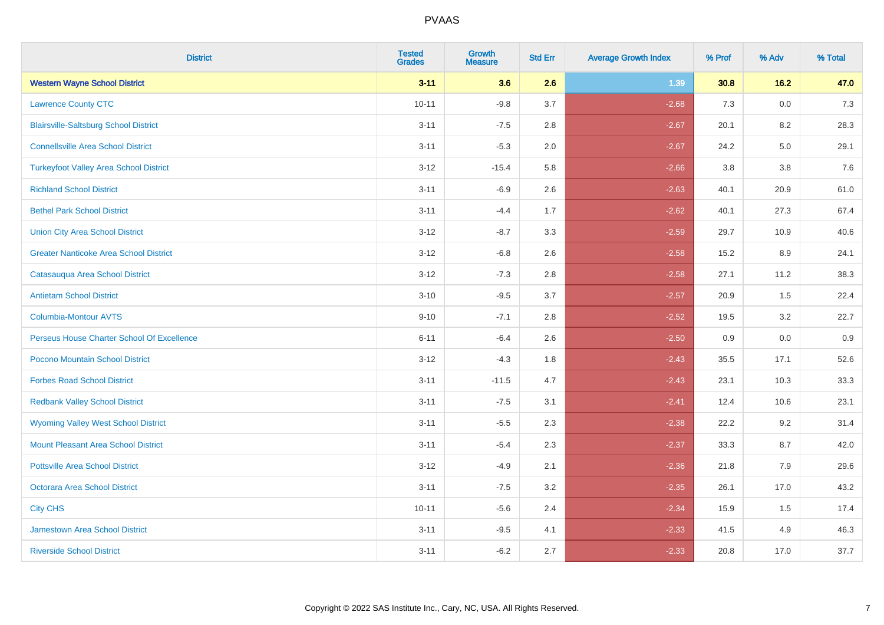# PVAAS

| District | Tested Grades | Growth Measure | Std Err | Average Growth Index | % Prof | % Adv | % Total |
|---|---|---|---|---|---|---|---|
| **Western Wayne School District** | **3-11** | **3.6** | **2.6** | **1.39** | **30.8** | **16.2** | **47.0** |
| Lawrence County CTC | 10-11 | -9.8 | 3.7 | -2.68 | 7.3 | 0.0 | 7.3 |
| Blairsville-Saltsburg School District | 3-11 | -7.5 | 2.8 | -2.67 | 20.1 | 8.2 | 28.3 |
| Connellsville Area School District | 3-11 | -5.3 | 2.0 | -2.67 | 24.2 | 5.0 | 29.1 |
| Turkeyfoot Valley Area School District | 3-12 | -15.4 | 5.8 | -2.66 | 3.8 | 3.8 | 7.6 |
| Richland School District | 3-11 | -6.9 | 2.6 | -2.63 | 40.1 | 20.9 | 61.0 |
| Bethel Park School District | 3-11 | -4.4 | 1.7 | -2.62 | 40.1 | 27.3 | 67.4 |
| Union City Area School District | 3-12 | -8.7 | 3.3 | -2.59 | 29.7 | 10.9 | 40.6 |
| Greater Nanticoke Area School District | 3-12 | -6.8 | 2.6 | -2.58 | 15.2 | 8.9 | 24.1 |
| Catasauqua Area School District | 3-12 | -7.3 | 2.8 | -2.58 | 27.1 | 11.2 | 38.3 |
| Antietam School District | 3-10 | -9.5 | 3.7 | -2.57 | 20.9 | 1.5 | 22.4 |
| Columbia-Montour AVTS | 9-10 | -7.1 | 2.8 | -2.52 | 19.5 | 3.2 | 22.7 |
| Perseus House Charter School Of Excellence | 6-11 | -6.4 | 2.6 | -2.50 | 0.9 | 0.0 | 0.9 |
| Pocono Mountain School District | 3-12 | -4.3 | 1.8 | -2.43 | 35.5 | 17.1 | 52.6 |
| Forbes Road School District | 3-11 | -11.5 | 4.7 | -2.43 | 23.1 | 10.3 | 33.3 |
| Redbank Valley School District | 3-11 | -7.5 | 3.1 | -2.41 | 12.4 | 10.6 | 23.1 |
| Wyoming Valley West School District | 3-11 | -5.5 | 2.3 | -2.38 | 22.2 | 9.2 | 31.4 |
| Mount Pleasant Area School District | 3-11 | -5.4 | 2.3 | -2.37 | 33.3 | 8.7 | 42.0 |
| Pottsville Area School District | 3-12 | -4.9 | 2.1 | -2.36 | 21.8 | 7.9 | 29.6 |
| Octorara Area School District | 3-11 | -7.5 | 3.2 | -2.35 | 26.1 | 17.0 | 43.2 |
| City CHS | 10-11 | -5.6 | 2.4 | -2.34 | 15.9 | 1.5 | 17.4 |
| Jamestown Area School District | 3-11 | -9.5 | 4.1 | -2.33 | 41.5 | 4.9 | 46.3 |
| Riverside School District | 3-11 | -6.2 | 2.7 | -2.33 | 20.8 | 17.0 | 37.7 |

Copyright © 2022 SAS Institute Inc., Cary, NC, USA. All Rights Reserved.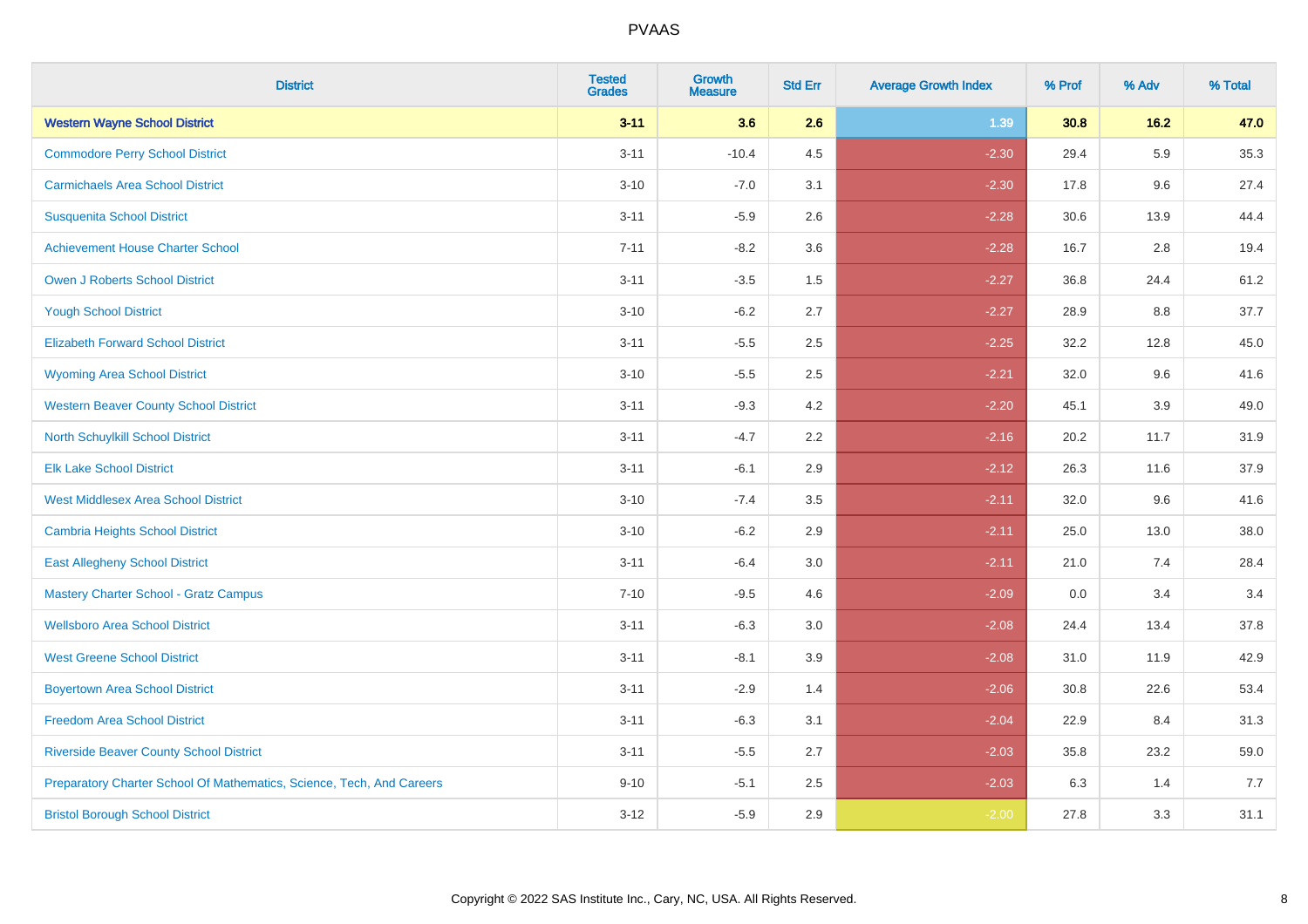| District | Tested Grades | Growth Measure | Std Err | Average Growth Index | % Prof | % Adv | % Total |
|---|---|---|---|---|---|---|---|
| **Western Wayne School District** | **3-11** | **3.6** | **2.6** | **1.39** | **30.8** | **16.2** | **47.0** |
| Commodore Perry School District | 3-11 | -10.4 | 4.5 | -2.30 | 29.4 | 5.9 | 35.3 |
| Carmichaels Area School District | 3-10 | -7.0 | 3.1 | -2.30 | 17.8 | 9.6 | 27.4 |
| Susquenita School District | 3-11 | -5.9 | 2.6 | -2.28 | 30.6 | 13.9 | 44.4 |
| Achievement House Charter School | 7-11 | -8.2 | 3.6 | -2.28 | 16.7 | 2.8 | 19.4 |
| Owen J Roberts School District | 3-11 | -3.5 | 1.5 | -2.27 | 36.8 | 24.4 | 61.2 |
| Yough School District | 3-10 | -6.2 | 2.7 | -2.27 | 28.9 | 8.8 | 37.7 |
| Elizabeth Forward School District | 3-11 | -5.5 | 2.5 | -2.25 | 32.2 | 12.8 | 45.0 |
| Wyoming Area School District | 3-10 | -5.5 | 2.5 | -2.21 | 32.0 | 9.6 | 41.6 |
| Western Beaver County School District | 3-11 | -9.3 | 4.2 | -2.20 | 45.1 | 3.9 | 49.0 |
| North Schuylkill School District | 3-11 | -4.7 | 2.2 | -2.16 | 20.2 | 11.7 | 31.9 |
| Elk Lake School District | 3-11 | -6.1 | 2.9 | -2.12 | 26.3 | 11.6 | 37.9 |
| West Middlesex Area School District | 3-10 | -7.4 | 3.5 | -2.11 | 32.0 | 9.6 | 41.6 |
| Cambria Heights School District | 3-10 | -6.2 | 2.9 | -2.11 | 25.0 | 13.0 | 38.0 |
| East Allegheny School District | 3-11 | -6.4 | 3.0 | -2.11 | 21.0 | 7.4 | 28.4 |
| Mastery Charter School - Gratz Campus | 7-10 | -9.5 | 4.6 | -2.09 | 0.0 | 3.4 | 3.4 |
| Wellsboro Area School District | 3-11 | -6.3 | 3.0 | -2.08 | 24.4 | 13.4 | 37.8 |
| West Greene School District | 3-11 | -8.1 | 3.9 | -2.08 | 31.0 | 11.9 | 42.9 |
| Boyertown Area School District | 3-11 | -2.9 | 1.4 | -2.06 | 30.8 | 22.6 | 53.4 |
| Freedom Area School District | 3-11 | -6.3 | 3.1 | -2.04 | 22.9 | 8.4 | 31.3 |
| Riverside Beaver County School District | 3-11 | -5.5 | 2.7 | -2.03 | 35.8 | 23.2 | 59.0 |
| Preparatory Charter School Of Mathematics, Science, Tech, And Careers | 9-10 | -5.1 | 2.5 | -2.03 | 6.3 | 1.4 | 7.7 |
| Bristol Borough School District | 3-12 | -5.9 | 2.9 | -2.00 | 27.8 | 3.3 | 31.1 |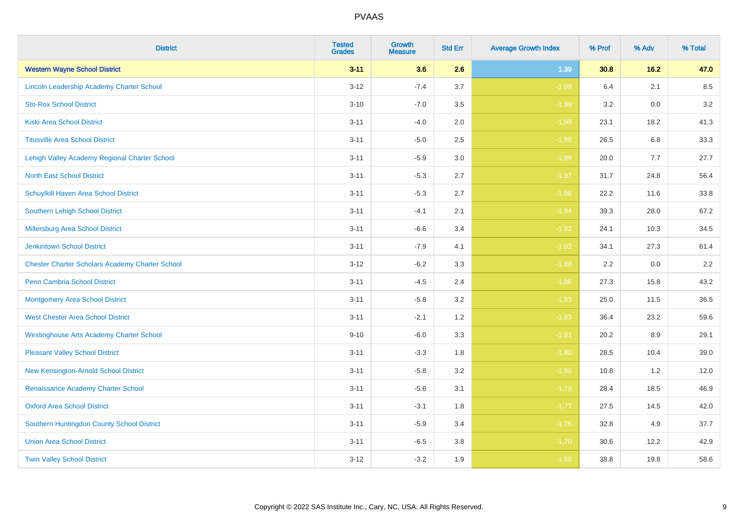| District | Tested Grades | Growth Measure | Std Err | Average Growth Index | % Prof | % Adv | % Total |
|---|---|---|---|---|---|---|---|
| **Western Wayne School District** | **3-11** | **3.6** | **2.6** | **1.39** | **30.8** | **16.2** | **47.0** |
| Lincoln Leadership Academy Charter School | 3-12 | -7.4 | 3.7 | -1.99 | 6.4 | 2.1 | 8.5 |
| Sto-Rox School District | 3-10 | -7.0 | 3.5 | -1.99 | 3.2 | 0.0 | 3.2 |
| Kiski Area School District | 3-11 | -4.0 | 2.0 | -1.99 | 23.1 | 18.2 | 41.3 |
| Titusville Area School District | 3-11 | -5.0 | 2.5 | -1.98 | 26.5 | 6.8 | 33.3 |
| Lehigh Valley Academy Regional Charter School | 3-11 | -5.9 | 3.0 | -1.98 | 20.0 | 7.7 | 27.7 |
| North East School District | 3-11 | -5.3 | 2.7 | -1.97 | 31.7 | 24.8 | 56.4 |
| Schuylkill Haven Area School District | 3-11 | -5.3 | 2.7 | -1.96 | 22.2 | 11.6 | 33.8 |
| Southern Lehigh School District | 3-11 | -4.1 | 2.1 | -1.94 | 39.3 | 28.0 | 67.2 |
| Millersburg Area School District | 3-11 | -6.6 | 3.4 | -1.92 | 24.1 | 10.3 | 34.5 |
| Jenkintown School District | 3-11 | -7.9 | 4.1 | -1.92 | 34.1 | 27.3 | 61.4 |
| Chester Charter Scholars Academy Charter School | 3-12 | -6.2 | 3.3 | -1.88 | 2.2 | 0.0 | 2.2 |
| Penn Cambria School District | 3-11 | -4.5 | 2.4 | -1.86 | 27.3 | 15.8 | 43.2 |
| Montgomery Area School District | 3-11 | -5.8 | 3.2 | -1.83 | 25.0 | 11.5 | 36.5 |
| West Chester Area School District | 3-11 | -2.1 | 1.2 | -1.83 | 36.4 | 23.2 | 59.6 |
| Westinghouse Arts Academy Charter School | 9-10 | -6.0 | 3.3 | -1.81 | 20.2 | 8.9 | 29.1 |
| Pleasant Valley School District | 3-11 | -3.3 | 1.8 | -1.80 | 28.5 | 10.4 | 39.0 |
| New Kensington-Arnold School District | 3-11 | -5.8 | 3.2 | -1.80 | 10.8 | 1.2 | 12.0 |
| Renaissance Academy Charter School | 3-11 | -5.6 | 3.1 | -1.79 | 28.4 | 18.5 | 46.9 |
| Oxford Area School District | 3-11 | -3.1 | 1.8 | -1.77 | 27.5 | 14.5 | 42.0 |
| Southern Huntingdon County School District | 3-11 | -5.9 | 3.4 | -1.76 | 32.8 | 4.9 | 37.7 |
| Union Area School District | 3-11 | -6.5 | 3.8 | -1.70 | 30.6 | 12.2 | 42.9 |
| Twin Valley School District | 3-12 | -3.2 | 1.9 | -1.68 | 38.8 | 19.8 | 58.6 |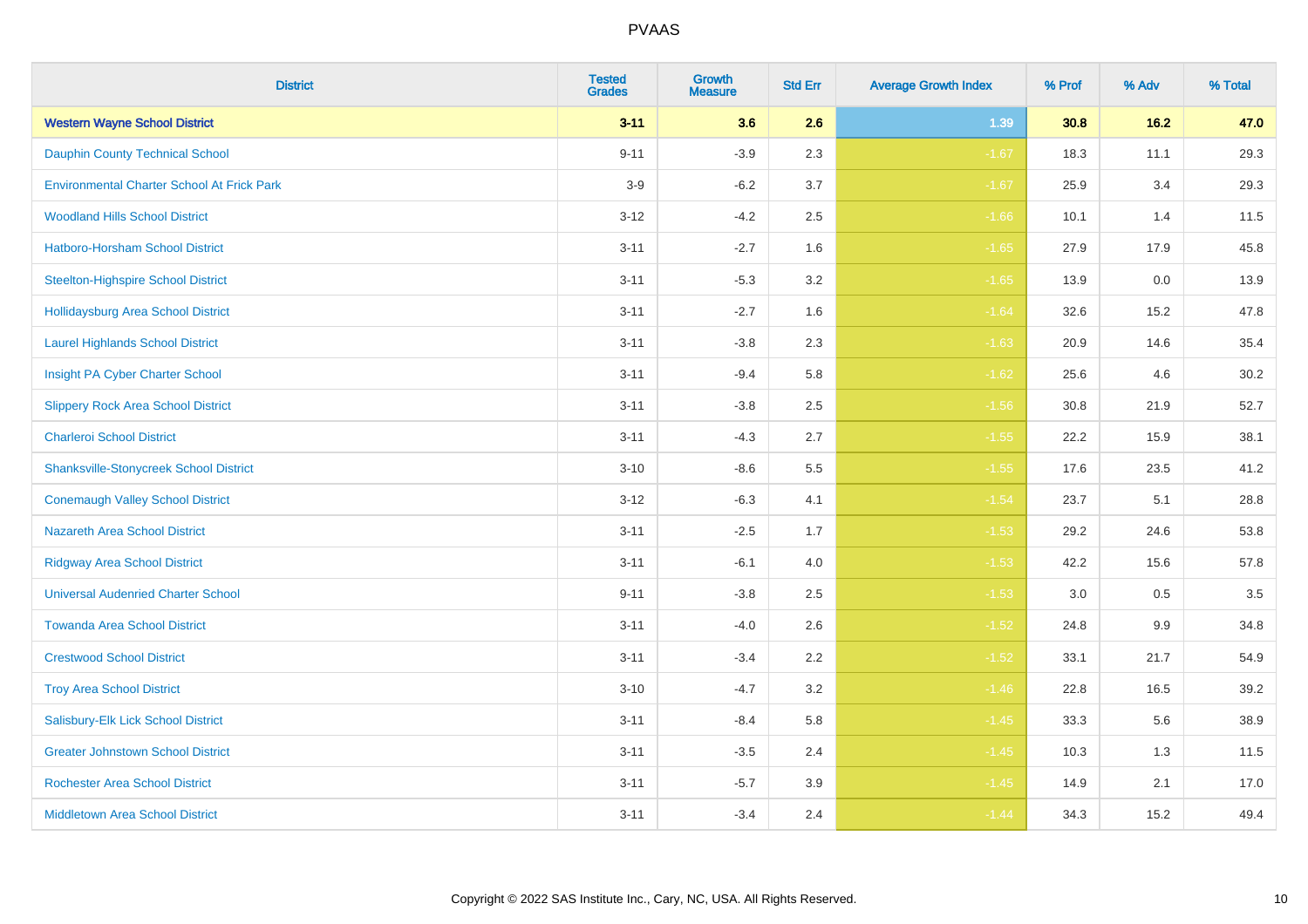PVAAS

| District | Tested Grades | Growth Measure | Std Err | Average Growth Index | % Prof | % Adv | % Total |
|---|---|---|---|---|---|---|---|
| **Western Wayne School District** | **3-11** | **3.6** | **2.6** | **1.39** | **30.8** | **16.2** | **47.0** |
| Dauphin County Technical School | 9-11 | -3.9 | 2.3 | -1.67 | 18.3 | 11.1 | 29.3 |
| Environmental Charter School At Frick Park | 3-9 | -6.2 | 3.7 | -1.67 | 25.9 | 3.4 | 29.3 |
| Woodland Hills School District | 3-12 | -4.2 | 2.5 | -1.66 | 10.1 | 1.4 | 11.5 |
| Hatboro-Horsham School District | 3-11 | -2.7 | 1.6 | -1.65 | 27.9 | 17.9 | 45.8 |
| Steelton-Highspire School District | 3-11 | -5.3 | 3.2 | -1.65 | 13.9 | 0.0 | 13.9 |
| Hollidaysburg Area School District | 3-11 | -2.7 | 1.6 | -1.64 | 32.6 | 15.2 | 47.8 |
| Laurel Highlands School District | 3-11 | -3.8 | 2.3 | -1.63 | 20.9 | 14.6 | 35.4 |
| Insight PA Cyber Charter School | 3-11 | -9.4 | 5.8 | -1.62 | 25.6 | 4.6 | 30.2 |
| Slippery Rock Area School District | 3-11 | -3.8 | 2.5 | -1.56 | 30.8 | 21.9 | 52.7 |
| Charleroi School District | 3-11 | -4.3 | 2.7 | -1.55 | 22.2 | 15.9 | 38.1 |
| Shanksville-Stonycreek School District | 3-10 | -8.6 | 5.5 | -1.55 | 17.6 | 23.5 | 41.2 |
| Conemaugh Valley School District | 3-12 | -6.3 | 4.1 | -1.54 | 23.7 | 5.1 | 28.8 |
| Nazareth Area School District | 3-11 | -2.5 | 1.7 | -1.53 | 29.2 | 24.6 | 53.8 |
| Ridgway Area School District | 3-11 | -6.1 | 4.0 | -1.53 | 42.2 | 15.6 | 57.8 |
| Universal Audenried Charter School | 9-11 | -3.8 | 2.5 | -1.53 | 3.0 | 0.5 | 3.5 |
| Towanda Area School District | 3-11 | -4.0 | 2.6 | -1.52 | 24.8 | 9.9 | 34.8 |
| Crestwood School District | 3-11 | -3.4 | 2.2 | -1.52 | 33.1 | 21.7 | 54.9 |
| Troy Area School District | 3-10 | -4.7 | 3.2 | -1.46 | 22.8 | 16.5 | 39.2 |
| Salisbury-Elk Lick School District | 3-11 | -8.4 | 5.8 | -1.45 | 33.3 | 5.6 | 38.9 |
| Greater Johnstown School District | 3-11 | -3.5 | 2.4 | -1.45 | 10.3 | 1.3 | 11.5 |
| Rochester Area School District | 3-11 | -5.7 | 3.9 | -1.45 | 14.9 | 2.1 | 17.0 |
| Middletown Area School District | 3-11 | -3.4 | 2.4 | -1.44 | 34.3 | 15.2 | 49.4 |

Copyright © 2022 SAS Institute Inc., Cary, NC, USA. All Rights Reserved.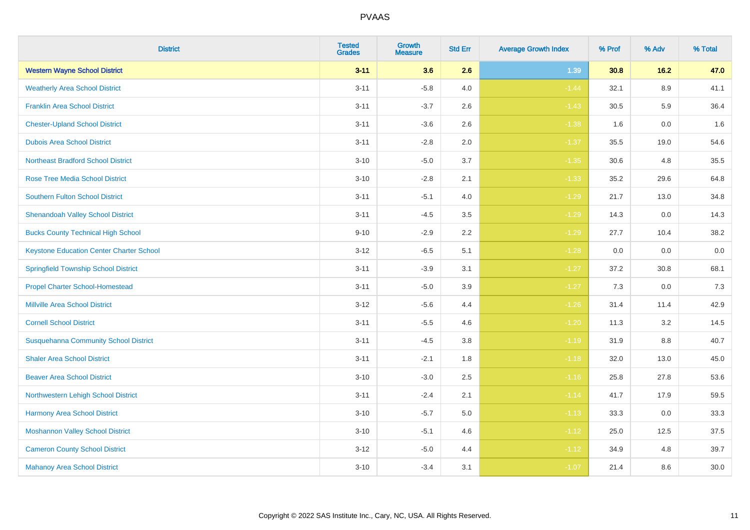| District | Tested Grades | Growth Measure | Std Err | Average Growth Index | % Prof | % Adv | % Total |
|---|---|---|---|---|---|---|---|
| **Western Wayne School District** | **3-11** | **3.6** | **2.6** | **1.39** | **30.8** | **16.2** | **47.0** |
| Weatherly Area School District | 3-11 | -5.8 | 4.0 | -1.44 | 32.1 | 8.9 | 41.1 |
| Franklin Area School District | 3-11 | -3.7 | 2.6 | -1.43 | 30.5 | 5.9 | 36.4 |
| Chester-Upland School District | 3-11 | -3.6 | 2.6 | -1.38 | 1.6 | 0.0 | 1.6 |
| Dubois Area School District | 3-11 | -2.8 | 2.0 | -1.37 | 35.5 | 19.0 | 54.6 |
| Northeast Bradford School District | 3-10 | -5.0 | 3.7 | -1.35 | 30.6 | 4.8 | 35.5 |
| Rose Tree Media School District | 3-10 | -2.8 | 2.1 | -1.33 | 35.2 | 29.6 | 64.8 |
| Southern Fulton School District | 3-11 | -5.1 | 4.0 | -1.29 | 21.7 | 13.0 | 34.8 |
| Shenandoah Valley School District | 3-11 | -4.5 | 3.5 | -1.29 | 14.3 | 0.0 | 14.3 |
| Bucks County Technical High School | 9-10 | -2.9 | 2.2 | -1.29 | 27.7 | 10.4 | 38.2 |
| Keystone Education Center Charter School | 3-12 | -6.5 | 5.1 | -1.28 | 0.0 | 0.0 | 0.0 |
| Springfield Township School District | 3-11 | -3.9 | 3.1 | -1.27 | 37.2 | 30.8 | 68.1 |
| Propel Charter School-Homestead | 3-11 | -5.0 | 3.9 | -1.27 | 7.3 | 0.0 | 7.3 |
| Millville Area School District | 3-12 | -5.6 | 4.4 | -1.26 | 31.4 | 11.4 | 42.9 |
| Cornell School District | 3-11 | -5.5 | 4.6 | -1.20 | 11.3 | 3.2 | 14.5 |
| Susquehanna Community School District | 3-11 | -4.5 | 3.8 | -1.19 | 31.9 | 8.8 | 40.7 |
| Shaler Area School District | 3-11 | -2.1 | 1.8 | -1.18 | 32.0 | 13.0 | 45.0 |
| Beaver Area School District | 3-10 | -3.0 | 2.5 | -1.16 | 25.8 | 27.8 | 53.6 |
| Northwestern Lehigh School District | 3-11 | -2.4 | 2.1 | -1.14 | 41.7 | 17.9 | 59.5 |
| Harmony Area School District | 3-10 | -5.7 | 5.0 | -1.13 | 33.3 | 0.0 | 33.3 |
| Moshannon Valley School District | 3-10 | -5.1 | 4.6 | -1.12 | 25.0 | 12.5 | 37.5 |
| Cameron County School District | 3-12 | -5.0 | 4.4 | -1.12 | 34.9 | 4.8 | 39.7 |
| Mahanoy Area School District | 3-10 | -3.4 | 3.1 | -1.07 | 21.4 | 8.6 | 30.0 |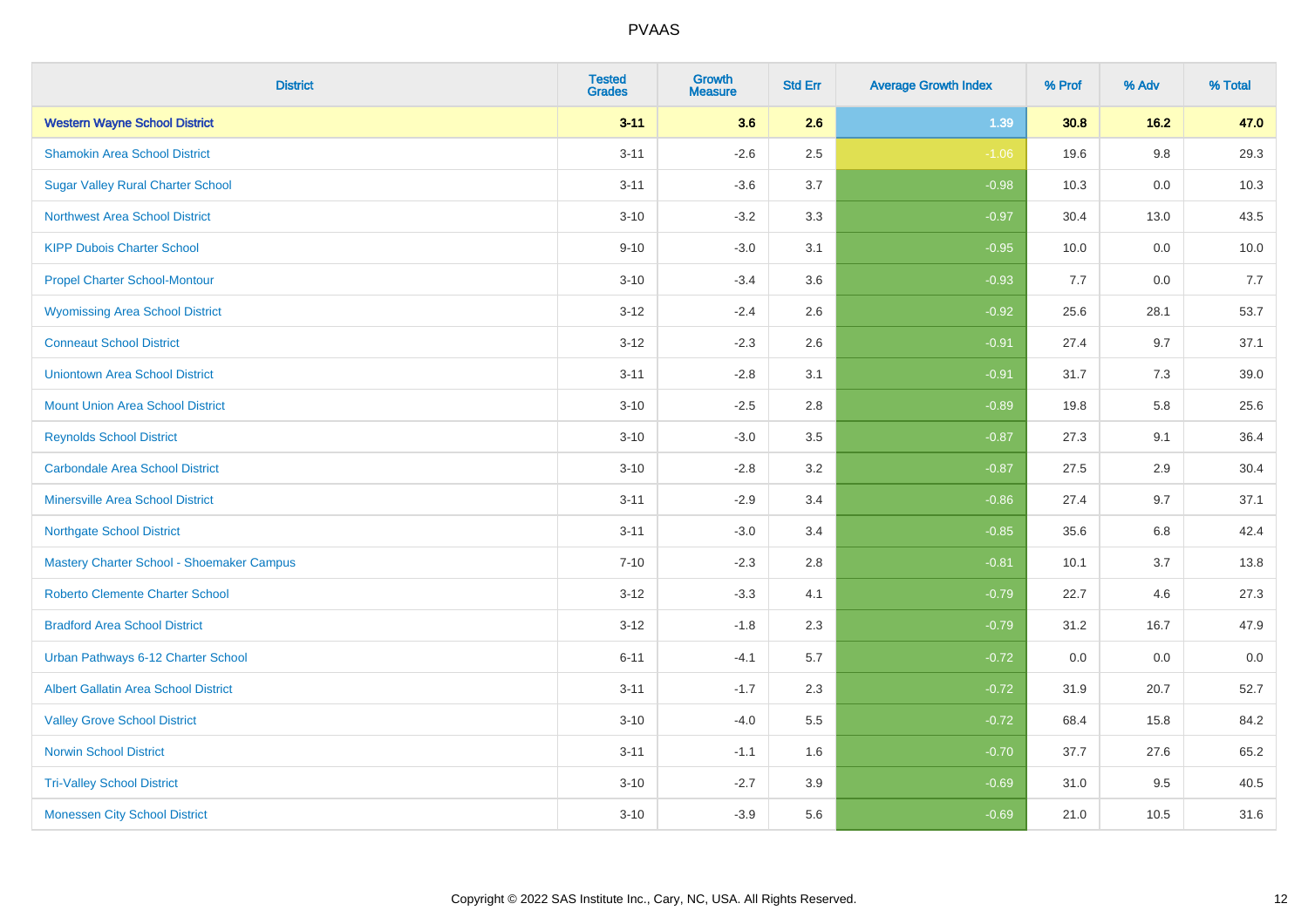| District | Tested Grades | Growth Measure | Std Err | Average Growth Index | % Prof | % Adv | % Total |
|---|---|---|---|---|---|---|---|
| **Western Wayne School District** | **3-11** | **3.6** | **2.6** | **1.39** | **30.8** | **16.2** | **47.0** |
| Shamokin Area School District | 3-11 | -2.6 | 2.5 | -1.06 | 19.6 | 9.8 | 29.3 |
| Sugar Valley Rural Charter School | 3-11 | -3.6 | 3.7 | -0.98 | 10.3 | 0.0 | 10.3 |
| Northwest Area School District | 3-10 | -3.2 | 3.3 | -0.97 | 30.4 | 13.0 | 43.5 |
| KIPP Dubois Charter School | 9-10 | -3.0 | 3.1 | -0.95 | 10.0 | 0.0 | 10.0 |
| Propel Charter School-Montour | 3-10 | -3.4 | 3.6 | -0.93 | 7.7 | 0.0 | 7.7 |
| Wyomissing Area School District | 3-12 | -2.4 | 2.6 | -0.92 | 25.6 | 28.1 | 53.7 |
| Conneaut School District | 3-12 | -2.3 | 2.6 | -0.91 | 27.4 | 9.7 | 37.1 |
| Uniontown Area School District | 3-11 | -2.8 | 3.1 | -0.91 | 31.7 | 7.3 | 39.0 |
| Mount Union Area School District | 3-10 | -2.5 | 2.8 | -0.89 | 19.8 | 5.8 | 25.6 |
| Reynolds School District | 3-10 | -3.0 | 3.5 | -0.87 | 27.3 | 9.1 | 36.4 |
| Carbondale Area School District | 3-10 | -2.8 | 3.2 | -0.87 | 27.5 | 2.9 | 30.4 |
| Minersville Area School District | 3-11 | -2.9 | 3.4 | -0.86 | 27.4 | 9.7 | 37.1 |
| Northgate School District | 3-11 | -3.0 | 3.4 | -0.85 | 35.6 | 6.8 | 42.4 |
| Mastery Charter School - Shoemaker Campus | 7-10 | -2.3 | 2.8 | -0.81 | 10.1 | 3.7 | 13.8 |
| Roberto Clemente Charter School | 3-12 | -3.3 | 4.1 | -0.79 | 22.7 | 4.6 | 27.3 |
| Bradford Area School District | 3-12 | -1.8 | 2.3 | -0.79 | 31.2 | 16.7 | 47.9 |
| Urban Pathways 6-12 Charter School | 6-11 | -4.1 | 5.7 | -0.72 | 0.0 | 0.0 | 0.0 |
| Albert Gallatin Area School District | 3-11 | -1.7 | 2.3 | -0.72 | 31.9 | 20.7 | 52.7 |
| Valley Grove School District | 3-10 | -4.0 | 5.5 | -0.72 | 68.4 | 15.8 | 84.2 |
| Norwin School District | 3-11 | -1.1 | 1.6 | -0.70 | 37.7 | 27.6 | 65.2 |
| Tri-Valley School District | 3-10 | -2.7 | 3.9 | -0.69 | 31.0 | 9.5 | 40.5 |
| Monessen City School District | 3-10 | -3.9 | 5.6 | -0.69 | 21.0 | 10.5 | 31.6 |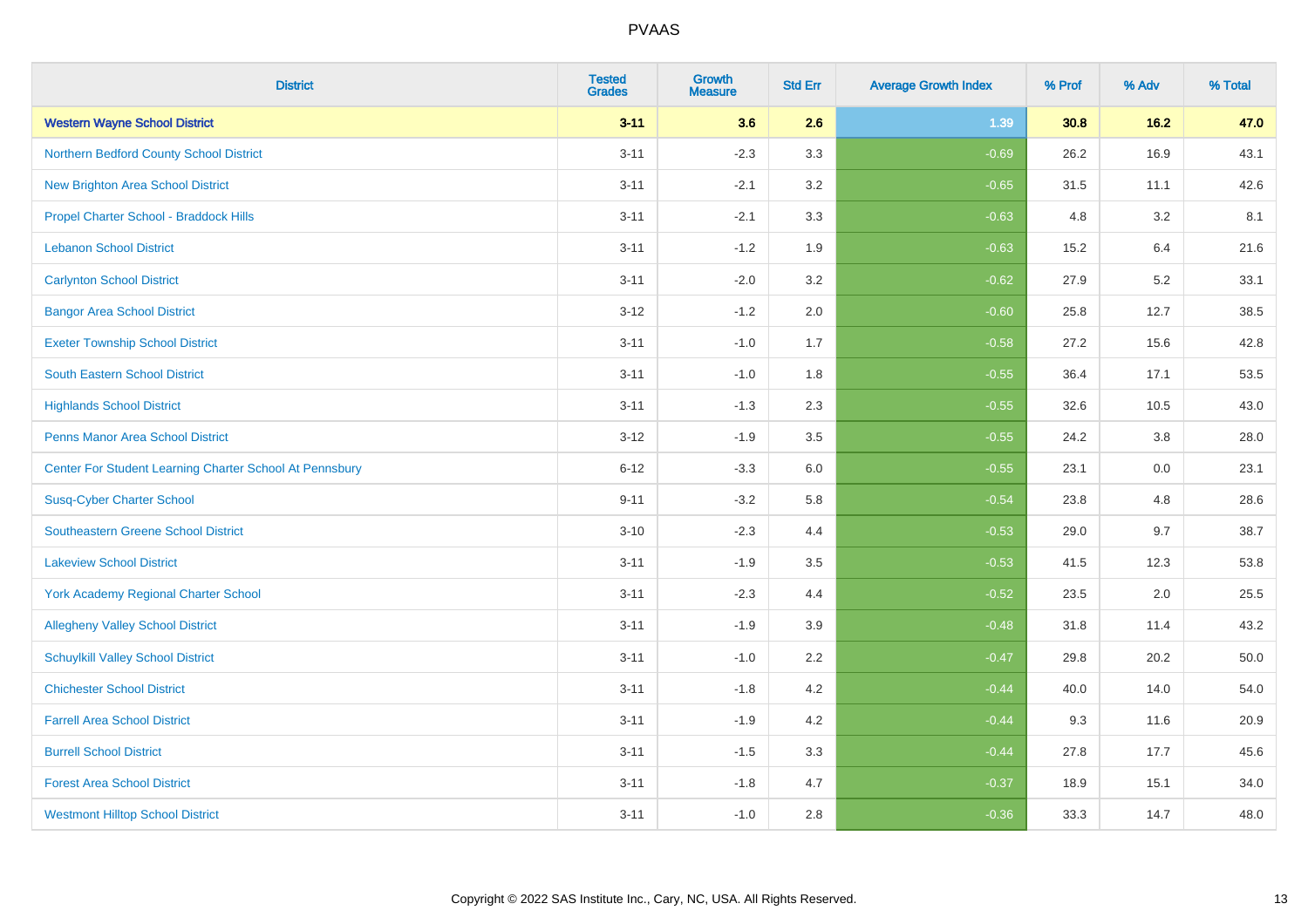PVAAS

| District | Tested Grades | Growth Measure | Std Err | Average Growth Index | % Prof | % Adv | % Total |
|---|---|---|---|---|---|---|---|
| **Western Wayne School District** | **3-11** | **3.6** | **2.6** | **1.39** | **30.8** | **16.2** | **47.0** |
| Northern Bedford County School District | 3-11 | -2.3 | 3.3 | -0.69 | 26.2 | 16.9 | 43.1 |
| New Brighton Area School District | 3-11 | -2.1 | 3.2 | -0.65 | 31.5 | 11.1 | 42.6 |
| Propel Charter School - Braddock Hills | 3-11 | -2.1 | 3.3 | -0.63 | 4.8 | 3.2 | 8.1 |
| Lebanon School District | 3-11 | -1.2 | 1.9 | -0.63 | 15.2 | 6.4 | 21.6 |
| Carlynton School District | 3-11 | -2.0 | 3.2 | -0.62 | 27.9 | 5.2 | 33.1 |
| Bangor Area School District | 3-12 | -1.2 | 2.0 | -0.60 | 25.8 | 12.7 | 38.5 |
| Exeter Township School District | 3-11 | -1.0 | 1.7 | -0.58 | 27.2 | 15.6 | 42.8 |
| South Eastern School District | 3-11 | -1.0 | 1.8 | -0.55 | 36.4 | 17.1 | 53.5 |
| Highlands School District | 3-11 | -1.3 | 2.3 | -0.55 | 32.6 | 10.5 | 43.0 |
| Penns Manor Area School District | 3-12 | -1.9 | 3.5 | -0.55 | 24.2 | 3.8 | 28.0 |
| Center For Student Learning Charter School At Pennsbury | 6-12 | -3.3 | 6.0 | -0.55 | 23.1 | 0.0 | 23.1 |
| Susq-Cyber Charter School | 9-11 | -3.2 | 5.8 | -0.54 | 23.8 | 4.8 | 28.6 |
| Southeastern Greene School District | 3-10 | -2.3 | 4.4 | -0.53 | 29.0 | 9.7 | 38.7 |
| Lakeview School District | 3-11 | -1.9 | 3.5 | -0.53 | 41.5 | 12.3 | 53.8 |
| York Academy Regional Charter School | 3-11 | -2.3 | 4.4 | -0.52 | 23.5 | 2.0 | 25.5 |
| Allegheny Valley School District | 3-11 | -1.9 | 3.9 | -0.48 | 31.8 | 11.4 | 43.2 |
| Schuylkill Valley School District | 3-11 | -1.0 | 2.2 | -0.47 | 29.8 | 20.2 | 50.0 |
| Chichester School District | 3-11 | -1.8 | 4.2 | -0.44 | 40.0 | 14.0 | 54.0 |
| Farrell Area School District | 3-11 | -1.9 | 4.2 | -0.44 | 9.3 | 11.6 | 20.9 |
| Burrell School District | 3-11 | -1.5 | 3.3 | -0.44 | 27.8 | 17.7 | 45.6 |
| Forest Area School District | 3-11 | -1.8 | 4.7 | -0.37 | 18.9 | 15.1 | 34.0 |
| Westmont Hilltop School District | 3-11 | -1.0 | 2.8 | -0.36 | 33.3 | 14.7 | 48.0 |

Copyright © 2022 SAS Institute Inc., Cary, NC, USA. All Rights Reserved.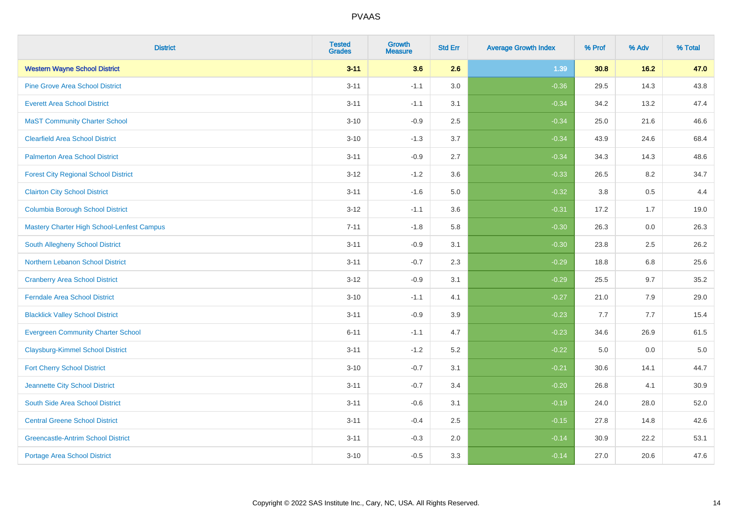| District | Tested Grades | Growth Measure | Std Err | Average Growth Index | % Prof | % Adv | % Total |
|---|---|---|---|---|---|---|---|
| **Western Wayne School District** | **3-11** | **3.6** | **2.6** | **1.39** | **30.8** | **16.2** | **47.0** |
| Pine Grove Area School District | 3-11 | -1.1 | 3.0 | -0.36 | 29.5 | 14.3 | 43.8 |
| Everett Area School District | 3-11 | -1.1 | 3.1 | -0.34 | 34.2 | 13.2 | 47.4 |
| MaST Community Charter School | 3-10 | -0.9 | 2.5 | -0.34 | 25.0 | 21.6 | 46.6 |
| Clearfield Area School District | 3-10 | -1.3 | 3.7 | -0.34 | 43.9 | 24.6 | 68.4 |
| Palmerton Area School District | 3-11 | -0.9 | 2.7 | -0.34 | 34.3 | 14.3 | 48.6 |
| Forest City Regional School District | 3-12 | -1.2 | 3.6 | -0.33 | 26.5 | 8.2 | 34.7 |
| Clairton City School District | 3-11 | -1.6 | 5.0 | -0.32 | 3.8 | 0.5 | 4.4 |
| Columbia Borough School District | 3-12 | -1.1 | 3.6 | -0.31 | 17.2 | 1.7 | 19.0 |
| Mastery Charter High School-Lenfest Campus | 7-11 | -1.8 | 5.8 | -0.30 | 26.3 | 0.0 | 26.3 |
| South Allegheny School District | 3-11 | -0.9 | 3.1 | -0.30 | 23.8 | 2.5 | 26.2 |
| Northern Lebanon School District | 3-11 | -0.7 | 2.3 | -0.29 | 18.8 | 6.8 | 25.6 |
| Cranberry Area School District | 3-12 | -0.9 | 3.1 | -0.29 | 25.5 | 9.7 | 35.2 |
| Ferndale Area School District | 3-10 | -1.1 | 4.1 | -0.27 | 21.0 | 7.9 | 29.0 |
| Blacklick Valley School District | 3-11 | -0.9 | 3.9 | -0.23 | 7.7 | 7.7 | 15.4 |
| Evergreen Community Charter School | 6-11 | -1.1 | 4.7 | -0.23 | 34.6 | 26.9 | 61.5 |
| Claysburg-Kimmel School District | 3-11 | -1.2 | 5.2 | -0.22 | 5.0 | 0.0 | 5.0 |
| Fort Cherry School District | 3-10 | -0.7 | 3.1 | -0.21 | 30.6 | 14.1 | 44.7 |
| Jeannette City School District | 3-11 | -0.7 | 3.4 | -0.20 | 26.8 | 4.1 | 30.9 |
| South Side Area School District | 3-11 | -0.6 | 3.1 | -0.19 | 24.0 | 28.0 | 52.0 |
| Central Greene School District | 3-11 | -0.4 | 2.5 | -0.15 | 27.8 | 14.8 | 42.6 |
| Greencastle-Antrim School District | 3-11 | -0.3 | 2.0 | -0.14 | 30.9 | 22.2 | 53.1 |
| Portage Area School District | 3-10 | -0.5 | 3.3 | -0.14 | 27.0 | 20.6 | 47.6 |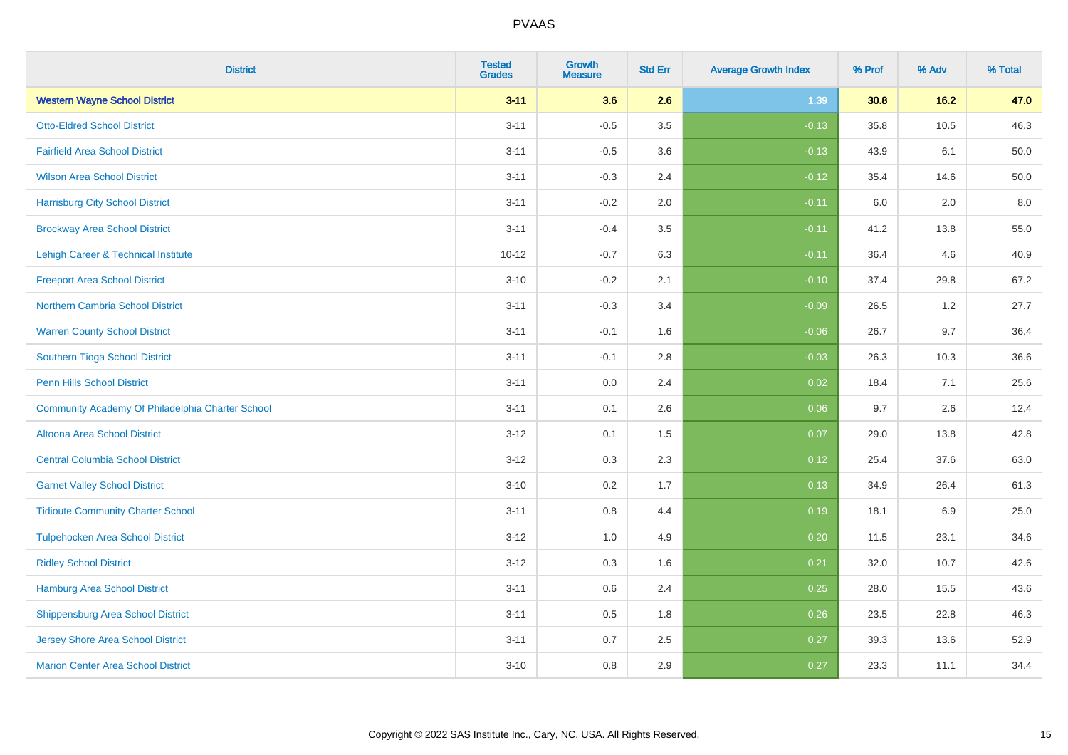# PVAAS

| District | Tested Grades | Growth Measure | Std Err | Average Growth Index | % Prof | % Adv | % Total |
|---|---|---|---|---|---|---|---|
| **Western Wayne School District** | **3-11** | **3.6** | **2.6** | **1.39** | **30.8** | **16.2** | **47.0** |
| Otto-Eldred School District | 3-11 | -0.5 | 3.5 | -0.13 | 35.8 | 10.5 | 46.3 |
| Fairfield Area School District | 3-11 | -0.5 | 3.6 | -0.13 | 43.9 | 6.1 | 50.0 |
| Wilson Area School District | 3-11 | -0.3 | 2.4 | -0.12 | 35.4 | 14.6 | 50.0 |
| Harrisburg City School District | 3-11 | -0.2 | 2.0 | -0.11 | 6.0 | 2.0 | 8.0 |
| Brockway Area School District | 3-11 | -0.4 | 3.5 | -0.11 | 41.2 | 13.8 | 55.0 |
| Lehigh Career & Technical Institute | 10-12 | -0.7 | 6.3 | -0.11 | 36.4 | 4.6 | 40.9 |
| Freeport Area School District | 3-10 | -0.2 | 2.1 | -0.10 | 37.4 | 29.8 | 67.2 |
| Northern Cambria School District | 3-11 | -0.3 | 3.4 | -0.09 | 26.5 | 1.2 | 27.7 |
| Warren County School District | 3-11 | -0.1 | 1.6 | -0.06 | 26.7 | 9.7 | 36.4 |
| Southern Tioga School District | 3-11 | -0.1 | 2.8 | -0.03 | 26.3 | 10.3 | 36.6 |
| Penn Hills School District | 3-11 | 0.0 | 2.4 | 0.02 | 18.4 | 7.1 | 25.6 |
| Community Academy Of Philadelphia Charter School | 3-11 | 0.1 | 2.6 | 0.06 | 9.7 | 2.6 | 12.4 |
| Altoona Area School District | 3-12 | 0.1 | 1.5 | 0.07 | 29.0 | 13.8 | 42.8 |
| Central Columbia School District | 3-12 | 0.3 | 2.3 | 0.12 | 25.4 | 37.6 | 63.0 |
| Garnet Valley School District | 3-10 | 0.2 | 1.7 | 0.13 | 34.9 | 26.4 | 61.3 |
| Tidioute Community Charter School | 3-11 | 0.8 | 4.4 | 0.19 | 18.1 | 6.9 | 25.0 |
| Tulpehocken Area School District | 3-12 | 1.0 | 4.9 | 0.20 | 11.5 | 23.1 | 34.6 |
| Ridley School District | 3-12 | 0.3 | 1.6 | 0.21 | 32.0 | 10.7 | 42.6 |
| Hamburg Area School District | 3-11 | 0.6 | 2.4 | 0.25 | 28.0 | 15.5 | 43.6 |
| Shippensburg Area School District | 3-11 | 0.5 | 1.8 | 0.26 | 23.5 | 22.8 | 46.3 |
| Jersey Shore Area School District | 3-11 | 0.7 | 2.5 | 0.27 | 39.3 | 13.6 | 52.9 |
| Marion Center Area School District | 3-10 | 0.8 | 2.9 | 0.27 | 23.3 | 11.1 | 34.4 |

Copyright © 2022 SAS Institute Inc., Cary, NC, USA. All Rights Reserved.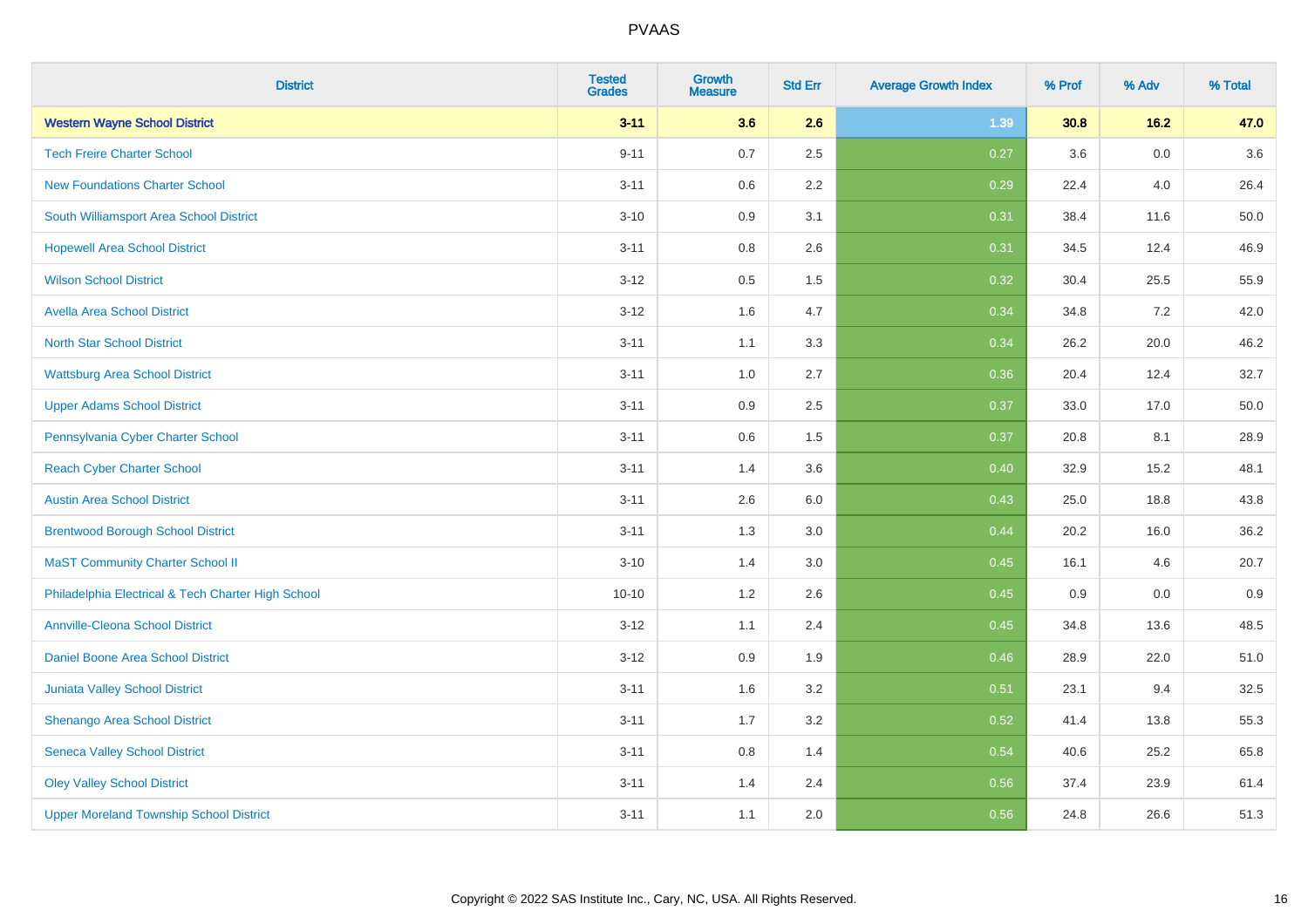# PVAAS

| District | Tested Grades | Growth Measure | Std Err | Average Growth Index | % Prof | % Adv | % Total |
|---|---|---|---|---|---|---|---|
| **Western Wayne School District** | **3-11** | **3.6** | **2.6** | **1.39** | **30.8** | **16.2** | **47.0** |
| Tech Freire Charter School | 9-11 | 0.7 | 2.5 | 0.27 | 3.6 | 0.0 | 3.6 |
| New Foundations Charter School | 3-11 | 0.6 | 2.2 | 0.29 | 22.4 | 4.0 | 26.4 |
| South Williamsport Area School District | 3-10 | 0.9 | 3.1 | 0.31 | 38.4 | 11.6 | 50.0 |
| Hopewell Area School District | 3-11 | 0.8 | 2.6 | 0.31 | 34.5 | 12.4 | 46.9 |
| Wilson School District | 3-12 | 0.5 | 1.5 | 0.32 | 30.4 | 25.5 | 55.9 |
| Avella Area School District | 3-12 | 1.6 | 4.7 | 0.34 | 34.8 | 7.2 | 42.0 |
| North Star School District | 3-11 | 1.1 | 3.3 | 0.34 | 26.2 | 20.0 | 46.2 |
| Wattsburg Area School District | 3-11 | 1.0 | 2.7 | 0.36 | 20.4 | 12.4 | 32.7 |
| Upper Adams School District | 3-11 | 0.9 | 2.5 | 0.37 | 33.0 | 17.0 | 50.0 |
| Pennsylvania Cyber Charter School | 3-11 | 0.6 | 1.5 | 0.37 | 20.8 | 8.1 | 28.9 |
| Reach Cyber Charter School | 3-11 | 1.4 | 3.6 | 0.40 | 32.9 | 15.2 | 48.1 |
| Austin Area School District | 3-11 | 2.6 | 6.0 | 0.43 | 25.0 | 18.8 | 43.8 |
| Brentwood Borough School District | 3-11 | 1.3 | 3.0 | 0.44 | 20.2 | 16.0 | 36.2 |
| MaST Community Charter School II | 3-10 | 1.4 | 3.0 | 0.45 | 16.1 | 4.6 | 20.7 |
| Philadelphia Electrical & Tech Charter High School | 10-10 | 1.2 | 2.6 | 0.45 | 0.9 | 0.0 | 0.9 |
| Annville-Cleona School District | 3-12 | 1.1 | 2.4 | 0.45 | 34.8 | 13.6 | 48.5 |
| Daniel Boone Area School District | 3-12 | 0.9 | 1.9 | 0.46 | 28.9 | 22.0 | 51.0 |
| Juniata Valley School District | 3-11 | 1.6 | 3.2 | 0.51 | 23.1 | 9.4 | 32.5 |
| Shenango Area School District | 3-11 | 1.7 | 3.2 | 0.52 | 41.4 | 13.8 | 55.3 |
| Seneca Valley School District | 3-11 | 0.8 | 1.4 | 0.54 | 40.6 | 25.2 | 65.8 |
| Oley Valley School District | 3-11 | 1.4 | 2.4 | 0.56 | 37.4 | 23.9 | 61.4 |
| Upper Moreland Township School District | 3-11 | 1.1 | 2.0 | 0.56 | 24.8 | 26.6 | 51.3 |

Copyright © 2022 SAS Institute Inc., Cary, NC, USA. All Rights Reserved.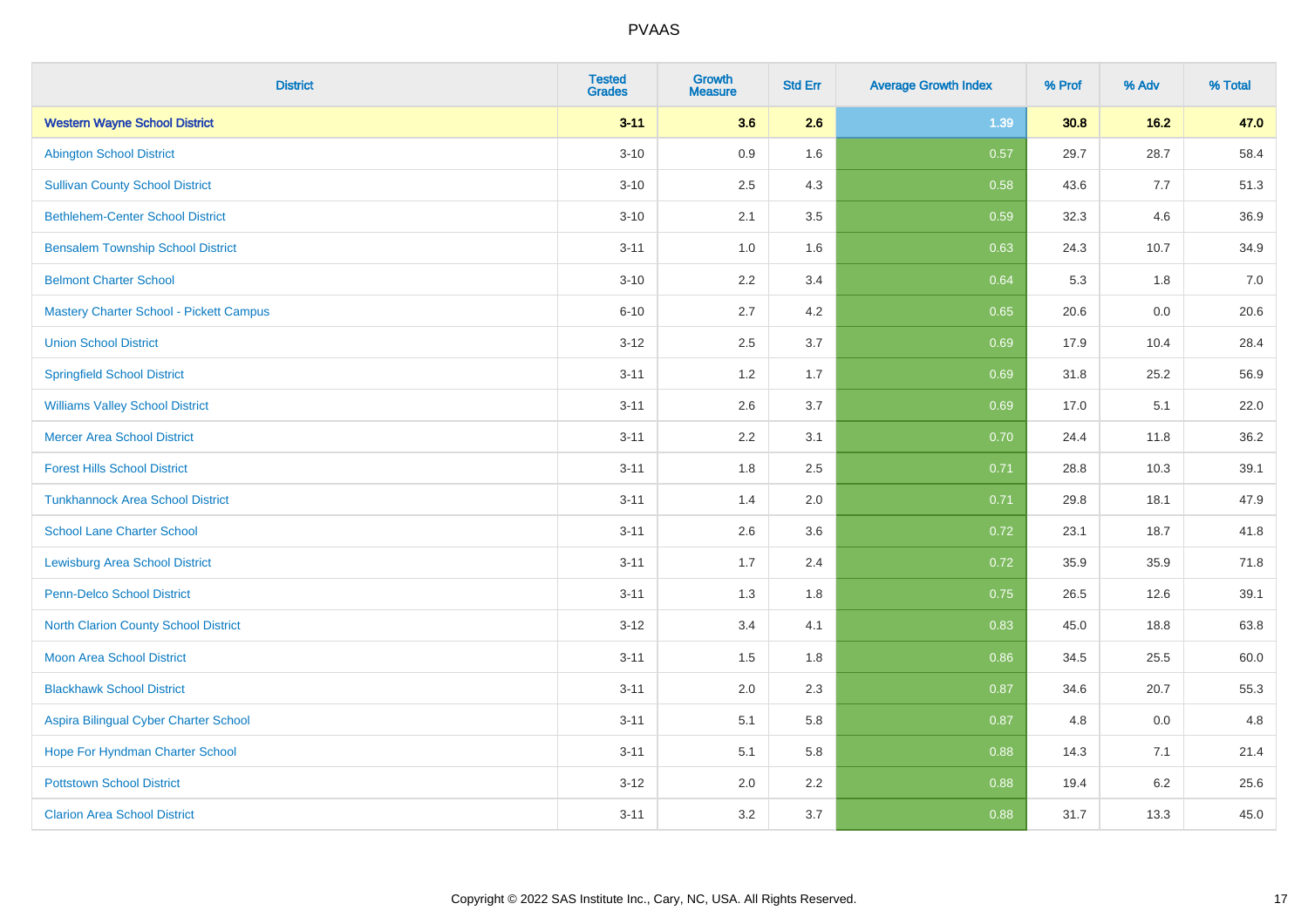PVAAS

| District | Tested Grades | Growth Measure | Std Err | Average Growth Index | % Prof | % Adv | % Total |
|---|---|---|---|---|---|---|---|
| **Western Wayne School District** | **3-11** | **3.6** | **2.6** | **1.39** | **30.8** | **16.2** | **47.0** |
| Abington School District | 3-10 | 0.9 | 1.6 | 0.57 | 29.7 | 28.7 | 58.4 |
| Sullivan County School District | 3-10 | 2.5 | 4.3 | 0.58 | 43.6 | 7.7 | 51.3 |
| Bethlehem-Center School District | 3-10 | 2.1 | 3.5 | 0.59 | 32.3 | 4.6 | 36.9 |
| Bensalem Township School District | 3-11 | 1.0 | 1.6 | 0.63 | 24.3 | 10.7 | 34.9 |
| Belmont Charter School | 3-10 | 2.2 | 3.4 | 0.64 | 5.3 | 1.8 | 7.0 |
| Mastery Charter School - Pickett Campus | 6-10 | 2.7 | 4.2 | 0.65 | 20.6 | 0.0 | 20.6 |
| Union School District | 3-12 | 2.5 | 3.7 | 0.69 | 17.9 | 10.4 | 28.4 |
| Springfield School District | 3-11 | 1.2 | 1.7 | 0.69 | 31.8 | 25.2 | 56.9 |
| Williams Valley School District | 3-11 | 2.6 | 3.7 | 0.69 | 17.0 | 5.1 | 22.0 |
| Mercer Area School District | 3-11 | 2.2 | 3.1 | 0.70 | 24.4 | 11.8 | 36.2 |
| Forest Hills School District | 3-11 | 1.8 | 2.5 | 0.71 | 28.8 | 10.3 | 39.1 |
| Tunkhannock Area School District | 3-11 | 1.4 | 2.0 | 0.71 | 29.8 | 18.1 | 47.9 |
| School Lane Charter School | 3-11 | 2.6 | 3.6 | 0.72 | 23.1 | 18.7 | 41.8 |
| Lewisburg Area School District | 3-11 | 1.7 | 2.4 | 0.72 | 35.9 | 35.9 | 71.8 |
| Penn-Delco School District | 3-11 | 1.3 | 1.8 | 0.75 | 26.5 | 12.6 | 39.1 |
| North Clarion County School District | 3-12 | 3.4 | 4.1 | 0.83 | 45.0 | 18.8 | 63.8 |
| Moon Area School District | 3-11 | 1.5 | 1.8 | 0.86 | 34.5 | 25.5 | 60.0 |
| Blackhawk School District | 3-11 | 2.0 | 2.3 | 0.87 | 34.6 | 20.7 | 55.3 |
| Aspira Bilingual Cyber Charter School | 3-11 | 5.1 | 5.8 | 0.87 | 4.8 | 0.0 | 4.8 |
| Hope For Hyndman Charter School | 3-11 | 5.1 | 5.8 | 0.88 | 14.3 | 7.1 | 21.4 |
| Pottstown School District | 3-12 | 2.0 | 2.2 | 0.88 | 19.4 | 6.2 | 25.6 |
| Clarion Area School District | 3-11 | 3.2 | 3.7 | 0.88 | 31.7 | 13.3 | 45.0 |

Copyright © 2022 SAS Institute Inc., Cary, NC, USA. All Rights Reserved.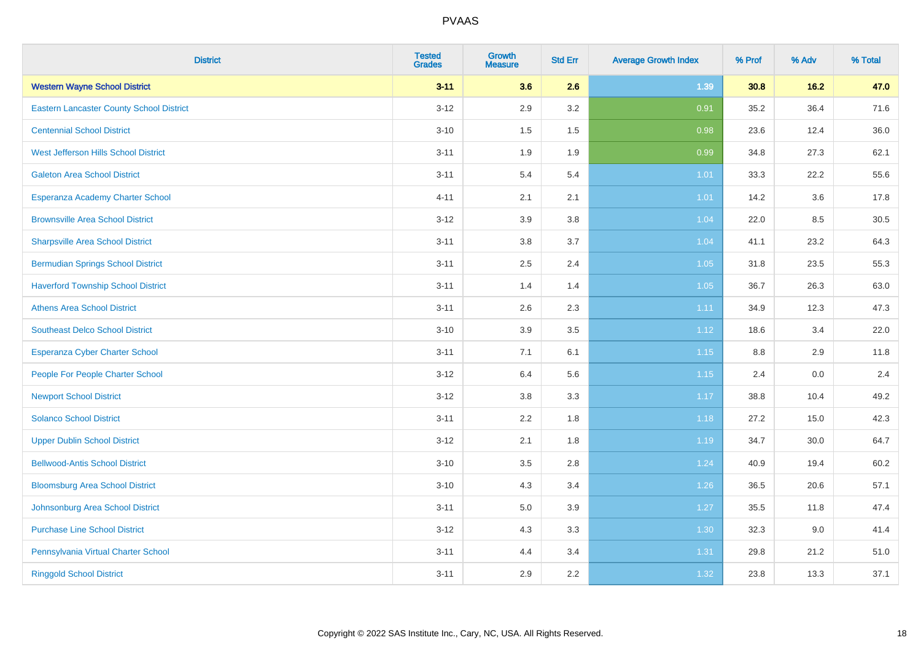# PVAAS

| District | Tested Grades | Growth Measure | Std Err | Average Growth Index | % Prof | % Adv | % Total |
|---|---|---|---|---|---|---|---|
| **Western Wayne School District** | **3-11** | **3.6** | **2.6** | **1.39** | **30.8** | **16.2** | **47.0** |
| Eastern Lancaster County School District | 3-12 | 2.9 | 3.2 | 0.91 | 35.2 | 36.4 | 71.6 |
| Centennial School District | 3-10 | 1.5 | 1.5 | 0.98 | 23.6 | 12.4 | 36.0 |
| West Jefferson Hills School District | 3-11 | 1.9 | 1.9 | 0.99 | 34.8 | 27.3 | 62.1 |
| Galeton Area School District | 3-11 | 5.4 | 5.4 | 1.01 | 33.3 | 22.2 | 55.6 |
| Esperanza Academy Charter School | 4-11 | 2.1 | 2.1 | 1.01 | 14.2 | 3.6 | 17.8 |
| Brownsville Area School District | 3-12 | 3.9 | 3.8 | 1.04 | 22.0 | 8.5 | 30.5 |
| Sharpsville Area School District | 3-11 | 3.8 | 3.7 | 1.04 | 41.1 | 23.2 | 64.3 |
| Bermudian Springs School District | 3-11 | 2.5 | 2.4 | 1.05 | 31.8 | 23.5 | 55.3 |
| Haverford Township School District | 3-11 | 1.4 | 1.4 | 1.05 | 36.7 | 26.3 | 63.0 |
| Athens Area School District | 3-11 | 2.6 | 2.3 | 1.11 | 34.9 | 12.3 | 47.3 |
| Southeast Delco School District | 3-10 | 3.9 | 3.5 | 1.12 | 18.6 | 3.4 | 22.0 |
| Esperanza Cyber Charter School | 3-11 | 7.1 | 6.1 | 1.15 | 8.8 | 2.9 | 11.8 |
| People For People Charter School | 3-12 | 6.4 | 5.6 | 1.15 | 2.4 | 0.0 | 2.4 |
| Newport School District | 3-12 | 3.8 | 3.3 | 1.17 | 38.8 | 10.4 | 49.2 |
| Solanco School District | 3-11 | 2.2 | 1.8 | 1.18 | 27.2 | 15.0 | 42.3 |
| Upper Dublin School District | 3-12 | 2.1 | 1.8 | 1.19 | 34.7 | 30.0 | 64.7 |
| Bellwood-Antis School District | 3-10 | 3.5 | 2.8 | 1.24 | 40.9 | 19.4 | 60.2 |
| Bloomsburg Area School District | 3-10 | 4.3 | 3.4 | 1.26 | 36.5 | 20.6 | 57.1 |
| Johnsonburg Area School District | 3-11 | 5.0 | 3.9 | 1.27 | 35.5 | 11.8 | 47.4 |
| Purchase Line School District | 3-12 | 4.3 | 3.3 | 1.30 | 32.3 | 9.0 | 41.4 |
| Pennsylvania Virtual Charter School | 3-11 | 4.4 | 3.4 | 1.31 | 29.8 | 21.2 | 51.0 |
| Ringgold School District | 3-11 | 2.9 | 2.2 | 1.32 | 23.8 | 13.3 | 37.1 |

Copyright © 2022 SAS Institute Inc., Cary, NC, USA. All Rights Reserved.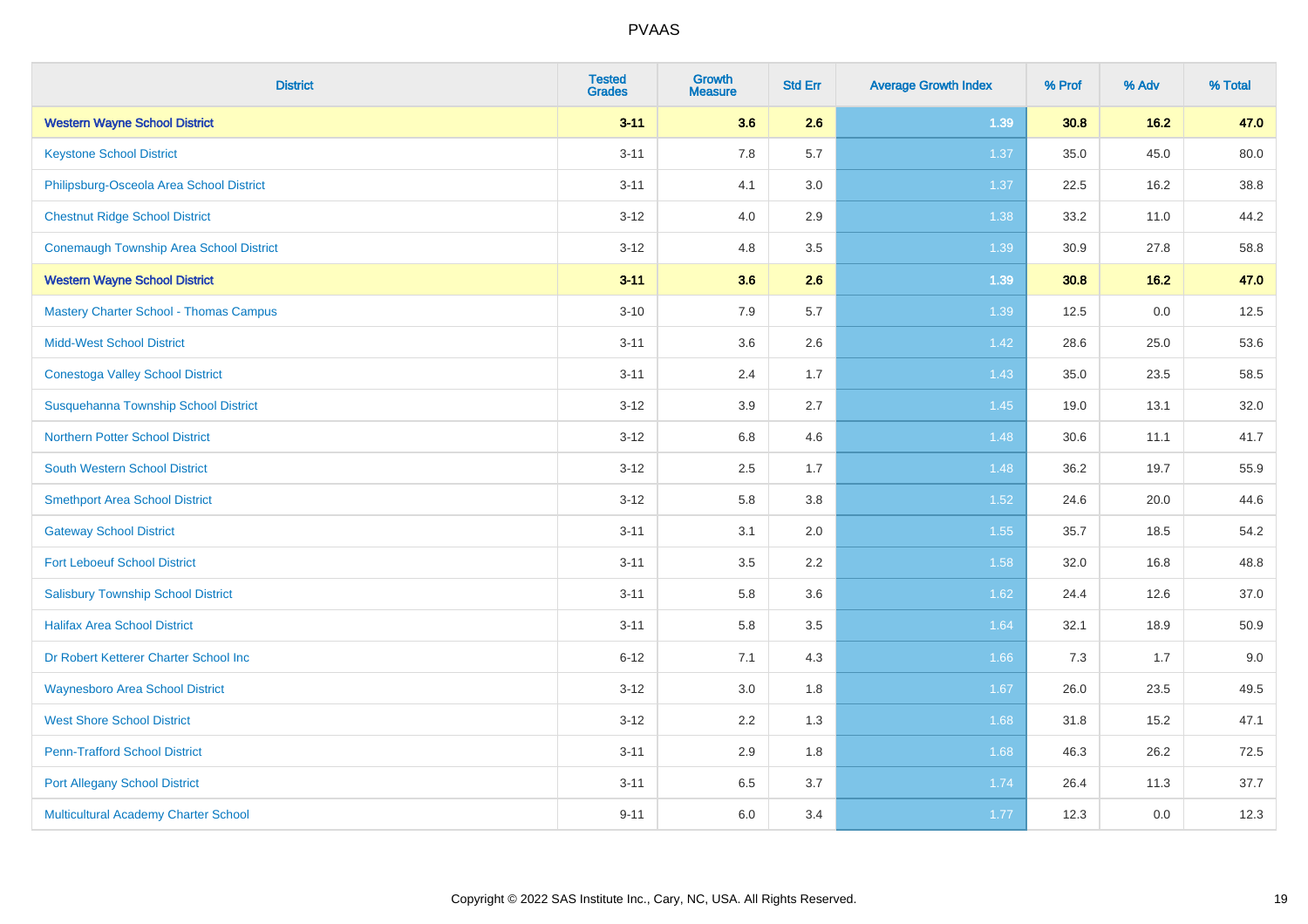| District | Tested Grades | Growth Measure | Std Err | Average Growth Index | % Prof | % Adv | % Total |
|---|---|---|---|---|---|---|---|
| **Western Wayne School District** | **3-11** | **3.6** | **2.6** | **1.39** | **30.8** | **16.2** | **47.0** |
| Keystone School District | 3-11 | 7.8 | 5.7 | 1.37 | 35.0 | 45.0 | 80.0 |
| Philipsburg-Osceola Area School District | 3-11 | 4.1 | 3.0 | 1.37 | 22.5 | 16.2 | 38.8 |
| Chestnut Ridge School District | 3-12 | 4.0 | 2.9 | 1.38 | 33.2 | 11.0 | 44.2 |
| Conemaugh Township Area School District | 3-12 | 4.8 | 3.5 | 1.39 | 30.9 | 27.8 | 58.8 |
| **Western Wayne School District** | **3-11** | **3.6** | **2.6** | **1.39** | **30.8** | **16.2** | **47.0** |
| Mastery Charter School - Thomas Campus | 3-10 | 7.9 | 5.7 | 1.39 | 12.5 | 0.0 | 12.5 |
| Midd-West School District | 3-11 | 3.6 | 2.6 | 1.42 | 28.6 | 25.0 | 53.6 |
| Conestoga Valley School District | 3-11 | 2.4 | 1.7 | 1.43 | 35.0 | 23.5 | 58.5 |
| Susquehanna Township School District | 3-12 | 3.9 | 2.7 | 1.45 | 19.0 | 13.1 | 32.0 |
| Northern Potter School District | 3-12 | 6.8 | 4.6 | 1.48 | 30.6 | 11.1 | 41.7 |
| South Western School District | 3-12 | 2.5 | 1.7 | 1.48 | 36.2 | 19.7 | 55.9 |
| Smethport Area School District | 3-12 | 5.8 | 3.8 | 1.52 | 24.6 | 20.0 | 44.6 |
| Gateway School District | 3-11 | 3.1 | 2.0 | 1.55 | 35.7 | 18.5 | 54.2 |
| Fort Leboeuf School District | 3-11 | 3.5 | 2.2 | 1.58 | 32.0 | 16.8 | 48.8 |
| Salisbury Township School District | 3-11 | 5.8 | 3.6 | 1.62 | 24.4 | 12.6 | 37.0 |
| Halifax Area School District | 3-11 | 5.8 | 3.5 | 1.64 | 32.1 | 18.9 | 50.9 |
| Dr Robert Ketterer Charter School Inc | 6-12 | 7.1 | 4.3 | 1.66 | 7.3 | 1.7 | 9.0 |
| Waynesboro Area School District | 3-12 | 3.0 | 1.8 | 1.67 | 26.0 | 23.5 | 49.5 |
| West Shore School District | 3-12 | 2.2 | 1.3 | 1.68 | 31.8 | 15.2 | 47.1 |
| Penn-Trafford School District | 3-11 | 2.9 | 1.8 | 1.68 | 46.3 | 26.2 | 72.5 |
| Port Allegany School District | 3-11 | 6.5 | 3.7 | 1.74 | 26.4 | 11.3 | 37.7 |
| Multicultural Academy Charter School | 9-11 | 6.0 | 3.4 | 1.77 | 12.3 | 0.0 | 12.3 |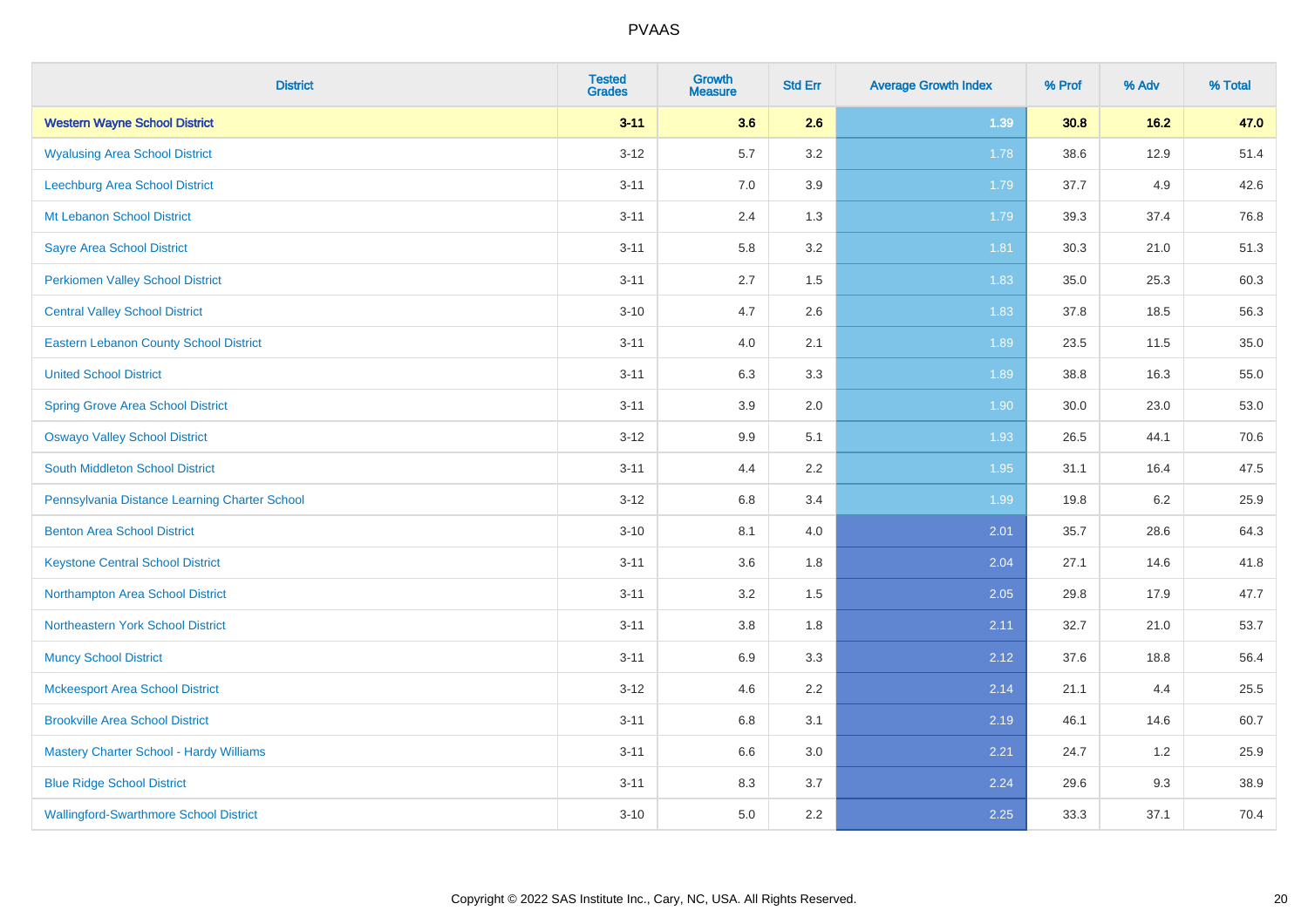| District | Tested Grades | Growth Measure | Std Err | Average Growth Index | % Prof | % Adv | % Total |
|---|---|---|---|---|---|---|---|
| **Western Wayne School District** | **3-11** | **3.6** | **2.6** | **1.39** | **30.8** | **16.2** | **47.0** |
| Wyalusing Area School District | 3-12 | 5.7 | 3.2 | 1.78 | 38.6 | 12.9 | 51.4 |
| Leechburg Area School District | 3-11 | 7.0 | 3.9 | 1.79 | 37.7 | 4.9 | 42.6 |
| Mt Lebanon School District | 3-11 | 2.4 | 1.3 | 1.79 | 39.3 | 37.4 | 76.8 |
| Sayre Area School District | 3-11 | 5.8 | 3.2 | 1.81 | 30.3 | 21.0 | 51.3 |
| Perkiomen Valley School District | 3-11 | 2.7 | 1.5 | 1.83 | 35.0 | 25.3 | 60.3 |
| Central Valley School District | 3-10 | 4.7 | 2.6 | 1.83 | 37.8 | 18.5 | 56.3 |
| Eastern Lebanon County School District | 3-11 | 4.0 | 2.1 | 1.89 | 23.5 | 11.5 | 35.0 |
| United School District | 3-11 | 6.3 | 3.3 | 1.89 | 38.8 | 16.3 | 55.0 |
| Spring Grove Area School District | 3-11 | 3.9 | 2.0 | 1.90 | 30.0 | 23.0 | 53.0 |
| Oswayo Valley School District | 3-12 | 9.9 | 5.1 | 1.93 | 26.5 | 44.1 | 70.6 |
| South Middleton School District | 3-11 | 4.4 | 2.2 | 1.95 | 31.1 | 16.4 | 47.5 |
| Pennsylvania Distance Learning Charter School | 3-12 | 6.8 | 3.4 | 1.99 | 19.8 | 6.2 | 25.9 |
| Benton Area School District | 3-10 | 8.1 | 4.0 | 2.01 | 35.7 | 28.6 | 64.3 |
| Keystone Central School District | 3-11 | 3.6 | 1.8 | 2.04 | 27.1 | 14.6 | 41.8 |
| Northampton Area School District | 3-11 | 3.2 | 1.5 | 2.05 | 29.8 | 17.9 | 47.7 |
| Northeastern York School District | 3-11 | 3.8 | 1.8 | 2.11 | 32.7 | 21.0 | 53.7 |
| Muncy School District | 3-11 | 6.9 | 3.3 | 2.12 | 37.6 | 18.8 | 56.4 |
| Mckeesport Area School District | 3-12 | 4.6 | 2.2 | 2.14 | 21.1 | 4.4 | 25.5 |
| Brookville Area School District | 3-11 | 6.8 | 3.1 | 2.19 | 46.1 | 14.6 | 60.7 |
| Mastery Charter School - Hardy Williams | 3-11 | 6.6 | 3.0 | 2.21 | 24.7 | 1.2 | 25.9 |
| Blue Ridge School District | 3-11 | 8.3 | 3.7 | 2.24 | 29.6 | 9.3 | 38.9 |
| Wallingford-Swarthmore School District | 3-10 | 5.0 | 2.2 | 2.25 | 33.3 | 37.1 | 70.4 |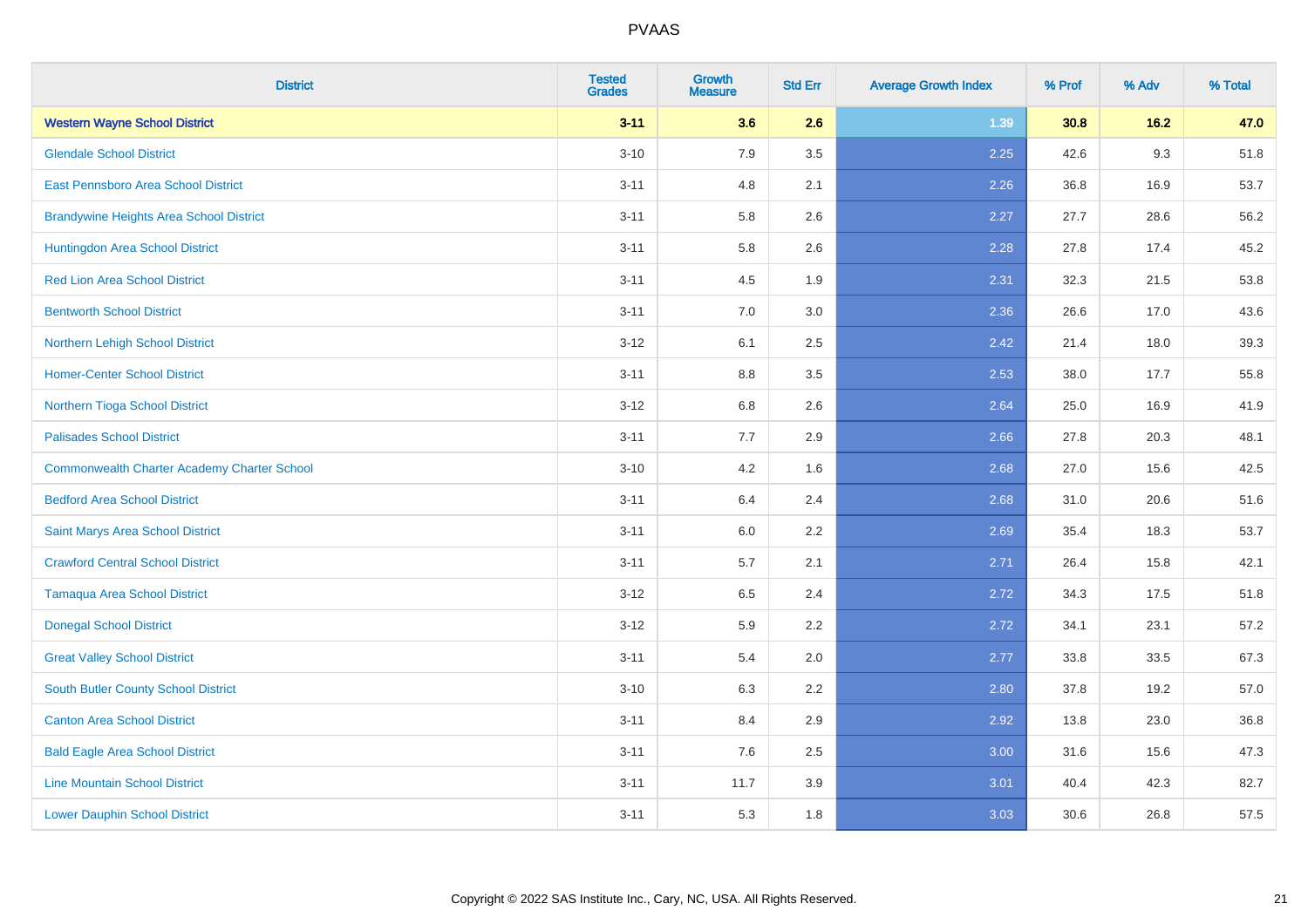| District | Tested Grades | Growth Measure | Std Err | Average Growth Index | % Prof | % Adv | % Total |
|---|---|---|---|---|---|---|---|
| **Western Wayne School District** | **3-11** | **3.6** | **2.6** | **1.39** | **30.8** | **16.2** | **47.0** |
| Glendale School District | 3-10 | 7.9 | 3.5 | 2.25 | 42.6 | 9.3 | 51.8 |
| East Pennsboro Area School District | 3-11 | 4.8 | 2.1 | 2.26 | 36.8 | 16.9 | 53.7 |
| Brandywine Heights Area School District | 3-11 | 5.8 | 2.6 | 2.27 | 27.7 | 28.6 | 56.2 |
| Huntingdon Area School District | 3-11 | 5.8 | 2.6 | 2.28 | 27.8 | 17.4 | 45.2 |
| Red Lion Area School District | 3-11 | 4.5 | 1.9 | 2.31 | 32.3 | 21.5 | 53.8 |
| Bentworth School District | 3-11 | 7.0 | 3.0 | 2.36 | 26.6 | 17.0 | 43.6 |
| Northern Lehigh School District | 3-12 | 6.1 | 2.5 | 2.42 | 21.4 | 18.0 | 39.3 |
| Homer-Center School District | 3-11 | 8.8 | 3.5 | 2.53 | 38.0 | 17.7 | 55.8 |
| Northern Tioga School District | 3-12 | 6.8 | 2.6 | 2.64 | 25.0 | 16.9 | 41.9 |
| Palisades School District | 3-11 | 7.7 | 2.9 | 2.66 | 27.8 | 20.3 | 48.1 |
| Commonwealth Charter Academy Charter School | 3-10 | 4.2 | 1.6 | 2.68 | 27.0 | 15.6 | 42.5 |
| Bedford Area School District | 3-11 | 6.4 | 2.4 | 2.68 | 31.0 | 20.6 | 51.6 |
| Saint Marys Area School District | 3-11 | 6.0 | 2.2 | 2.69 | 35.4 | 18.3 | 53.7 |
| Crawford Central School District | 3-11 | 5.7 | 2.1 | 2.71 | 26.4 | 15.8 | 42.1 |
| Tamaqua Area School District | 3-12 | 6.5 | 2.4 | 2.72 | 34.3 | 17.5 | 51.8 |
| Donegal School District | 3-12 | 5.9 | 2.2 | 2.72 | 34.1 | 23.1 | 57.2 |
| Great Valley School District | 3-11 | 5.4 | 2.0 | 2.77 | 33.8 | 33.5 | 67.3 |
| South Butler County School District | 3-10 | 6.3 | 2.2 | 2.80 | 37.8 | 19.2 | 57.0 |
| Canton Area School District | 3-11 | 8.4 | 2.9 | 2.92 | 13.8 | 23.0 | 36.8 |
| Bald Eagle Area School District | 3-11 | 7.6 | 2.5 | 3.00 | 31.6 | 15.6 | 47.3 |
| Line Mountain School District | 3-11 | 11.7 | 3.9 | 3.01 | 40.4 | 42.3 | 82.7 |
| Lower Dauphin School District | 3-11 | 5.3 | 1.8 | 3.03 | 30.6 | 26.8 | 57.5 |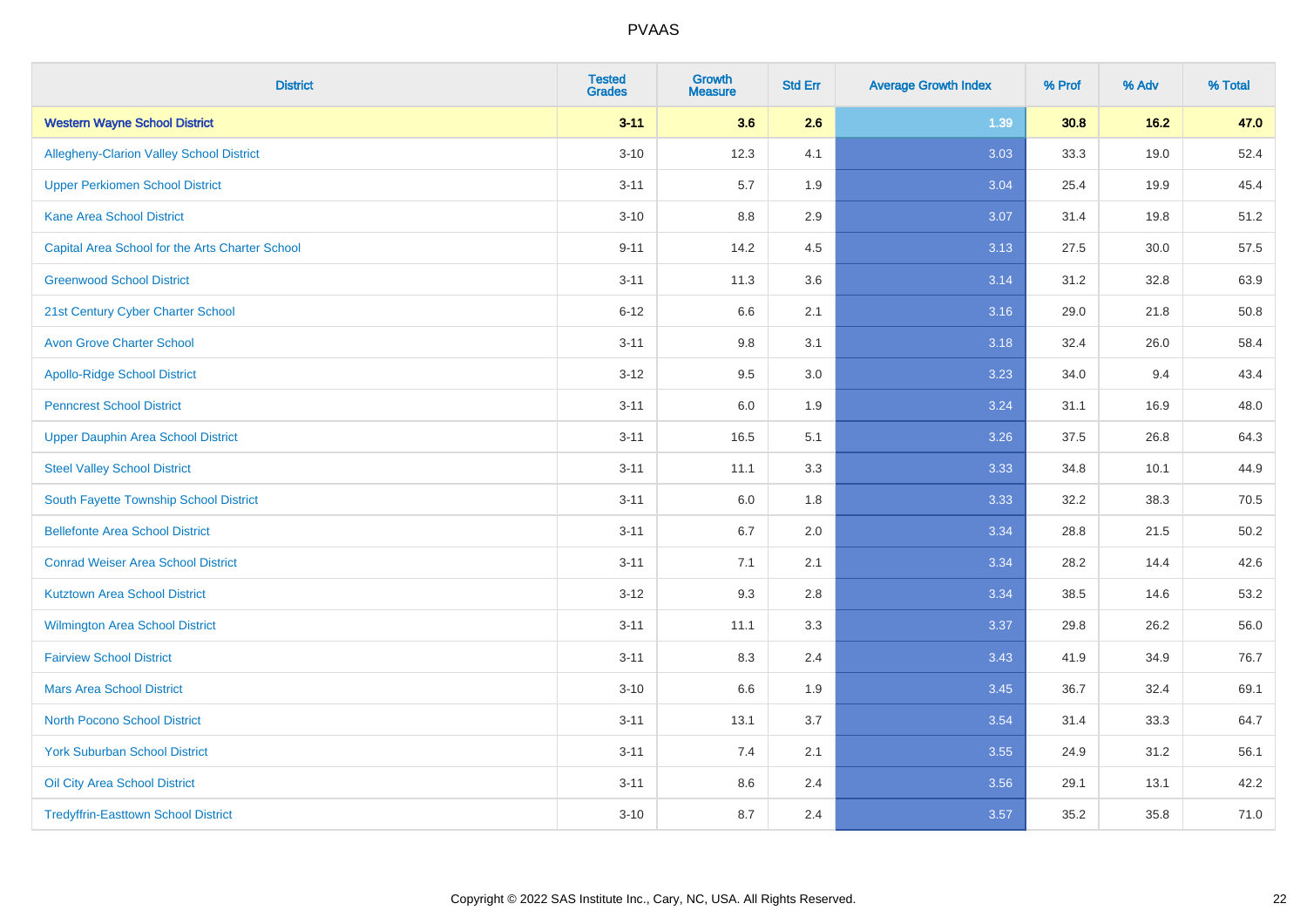# PVAAS

| District | Tested Grades | Growth Measure | Std Err | Average Growth Index | % Prof | % Adv | % Total |
|---|---|---|---|---|---|---|---|
| **Western Wayne School District** | **3-11** | **3.6** | **2.6** | **1.39** | **30.8** | **16.2** | **47.0** |
| Allegheny-Clarion Valley School District | 3-10 | 12.3 | 4.1 | 3.03 | 33.3 | 19.0 | 52.4 |
| Upper Perkiomen School District | 3-11 | 5.7 | 1.9 | 3.04 | 25.4 | 19.9 | 45.4 |
| Kane Area School District | 3-10 | 8.8 | 2.9 | 3.07 | 31.4 | 19.8 | 51.2 |
| Capital Area School for the Arts Charter School | 9-11 | 14.2 | 4.5 | 3.13 | 27.5 | 30.0 | 57.5 |
| Greenwood School District | 3-11 | 11.3 | 3.6 | 3.14 | 31.2 | 32.8 | 63.9 |
| 21st Century Cyber Charter School | 6-12 | 6.6 | 2.1 | 3.16 | 29.0 | 21.8 | 50.8 |
| Avon Grove Charter School | 3-11 | 9.8 | 3.1 | 3.18 | 32.4 | 26.0 | 58.4 |
| Apollo-Ridge School District | 3-12 | 9.5 | 3.0 | 3.23 | 34.0 | 9.4 | 43.4 |
| Penncrest School District | 3-11 | 6.0 | 1.9 | 3.24 | 31.1 | 16.9 | 48.0 |
| Upper Dauphin Area School District | 3-11 | 16.5 | 5.1 | 3.26 | 37.5 | 26.8 | 64.3 |
| Steel Valley School District | 3-11 | 11.1 | 3.3 | 3.33 | 34.8 | 10.1 | 44.9 |
| South Fayette Township School District | 3-11 | 6.0 | 1.8 | 3.33 | 32.2 | 38.3 | 70.5 |
| Bellefonte Area School District | 3-11 | 6.7 | 2.0 | 3.34 | 28.8 | 21.5 | 50.2 |
| Conrad Weiser Area School District | 3-11 | 7.1 | 2.1 | 3.34 | 28.2 | 14.4 | 42.6 |
| Kutztown Area School District | 3-12 | 9.3 | 2.8 | 3.34 | 38.5 | 14.6 | 53.2 |
| Wilmington Area School District | 3-11 | 11.1 | 3.3 | 3.37 | 29.8 | 26.2 | 56.0 |
| Fairview School District | 3-11 | 8.3 | 2.4 | 3.43 | 41.9 | 34.9 | 76.7 |
| Mars Area School District | 3-10 | 6.6 | 1.9 | 3.45 | 36.7 | 32.4 | 69.1 |
| North Pocono School District | 3-11 | 13.1 | 3.7 | 3.54 | 31.4 | 33.3 | 64.7 |
| York Suburban School District | 3-11 | 7.4 | 2.1 | 3.55 | 24.9 | 31.2 | 56.1 |
| Oil City Area School District | 3-11 | 8.6 | 2.4 | 3.56 | 29.1 | 13.1 | 42.2 |
| Tredyffrin-Easttown School District | 3-10 | 8.7 | 2.4 | 3.57 | 35.2 | 35.8 | 71.0 |

Copyright © 2022 SAS Institute Inc., Cary, NC, USA. All Rights Reserved.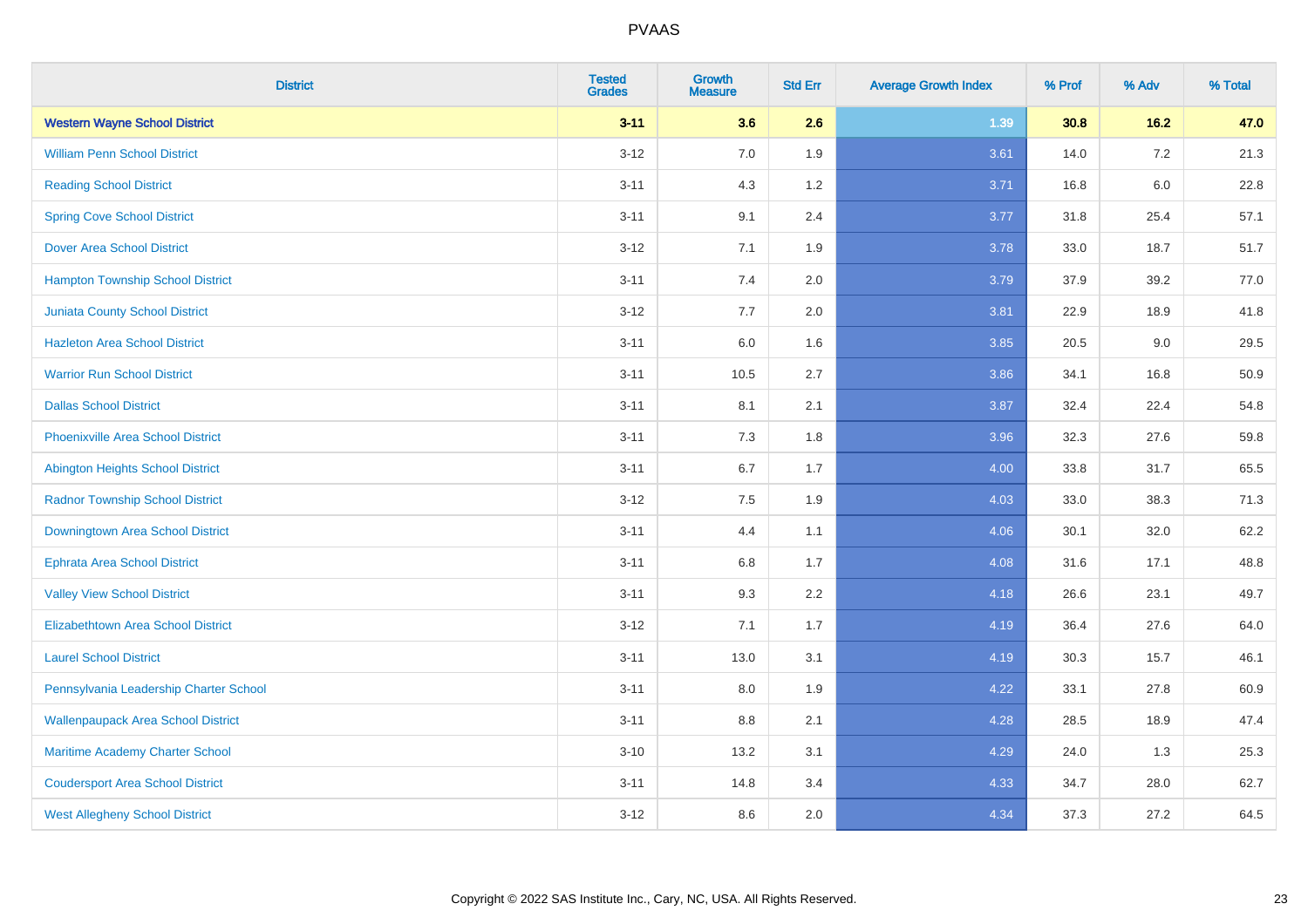| District | Tested Grades | Growth Measure | Std Err | Average Growth Index | % Prof | % Adv | % Total |
|---|---|---|---|---|---|---|---|
| **Western Wayne School District** | **3-11** | **3.6** | **2.6** | **1.39** | **30.8** | **16.2** | **47.0** |
| William Penn School District | 3-12 | 7.0 | 1.9 | 3.61 | 14.0 | 7.2 | 21.3 |
| Reading School District | 3-11 | 4.3 | 1.2 | 3.71 | 16.8 | 6.0 | 22.8 |
| Spring Cove School District | 3-11 | 9.1 | 2.4 | 3.77 | 31.8 | 25.4 | 57.1 |
| Dover Area School District | 3-12 | 7.1 | 1.9 | 3.78 | 33.0 | 18.7 | 51.7 |
| Hampton Township School District | 3-11 | 7.4 | 2.0 | 3.79 | 37.9 | 39.2 | 77.0 |
| Juniata County School District | 3-12 | 7.7 | 2.0 | 3.81 | 22.9 | 18.9 | 41.8 |
| Hazleton Area School District | 3-11 | 6.0 | 1.6 | 3.85 | 20.5 | 9.0 | 29.5 |
| Warrior Run School District | 3-11 | 10.5 | 2.7 | 3.86 | 34.1 | 16.8 | 50.9 |
| Dallas School District | 3-11 | 8.1 | 2.1 | 3.87 | 32.4 | 22.4 | 54.8 |
| Phoenixville Area School District | 3-11 | 7.3 | 1.8 | 3.96 | 32.3 | 27.6 | 59.8 |
| Abington Heights School District | 3-11 | 6.7 | 1.7 | 4.00 | 33.8 | 31.7 | 65.5 |
| Radnor Township School District | 3-12 | 7.5 | 1.9 | 4.03 | 33.0 | 38.3 | 71.3 |
| Downingtown Area School District | 3-11 | 4.4 | 1.1 | 4.06 | 30.1 | 32.0 | 62.2 |
| Ephrata Area School District | 3-11 | 6.8 | 1.7 | 4.08 | 31.6 | 17.1 | 48.8 |
| Valley View School District | 3-11 | 9.3 | 2.2 | 4.18 | 26.6 | 23.1 | 49.7 |
| Elizabethtown Area School District | 3-12 | 7.1 | 1.7 | 4.19 | 36.4 | 27.6 | 64.0 |
| Laurel School District | 3-11 | 13.0 | 3.1 | 4.19 | 30.3 | 15.7 | 46.1 |
| Pennsylvania Leadership Charter School | 3-11 | 8.0 | 1.9 | 4.22 | 33.1 | 27.8 | 60.9 |
| Wallenpaupack Area School District | 3-11 | 8.8 | 2.1 | 4.28 | 28.5 | 18.9 | 47.4 |
| Maritime Academy Charter School | 3-10 | 13.2 | 3.1 | 4.29 | 24.0 | 1.3 | 25.3 |
| Coudersport Area School District | 3-11 | 14.8 | 3.4 | 4.33 | 34.7 | 28.0 | 62.7 |
| West Allegheny School District | 3-12 | 8.6 | 2.0 | 4.34 | 37.3 | 27.2 | 64.5 |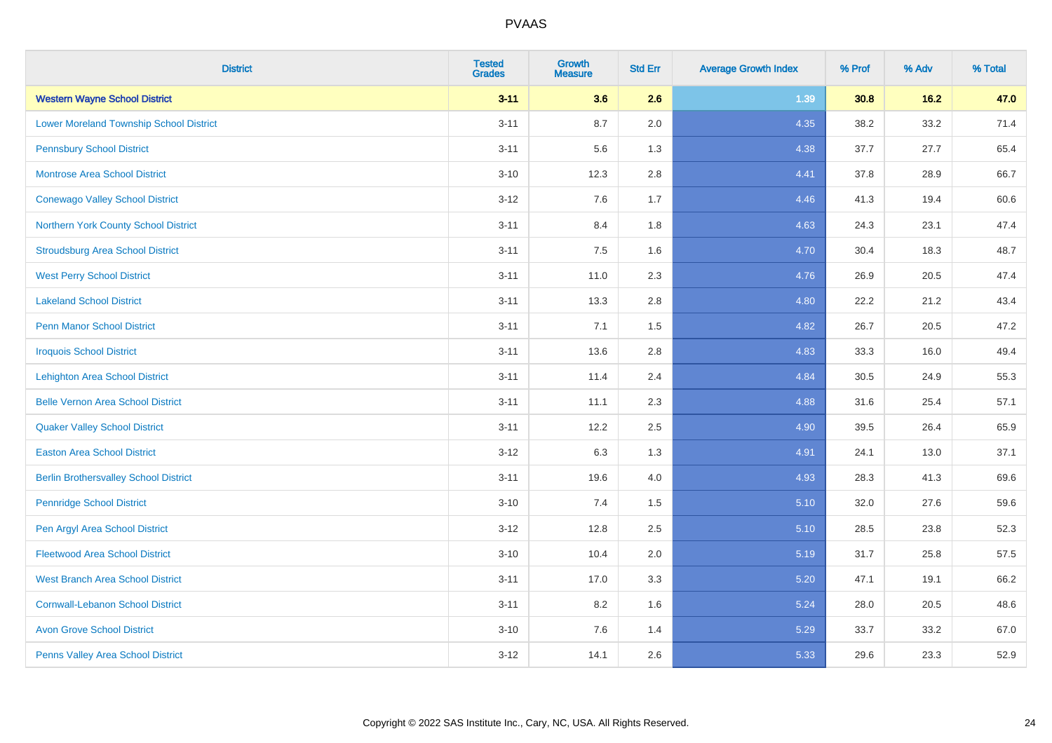| District | Tested Grades | Growth Measure | Std Err | Average Growth Index | % Prof | % Adv | % Total |
|---|---|---|---|---|---|---|---|
| **Western Wayne School District** | **3-11** | **3.6** | **2.6** | **1.39** | **30.8** | **16.2** | **47.0** |
| Lower Moreland Township School District | 3-11 | 8.7 | 2.0 | 4.35 | 38.2 | 33.2 | 71.4 |
| Pennsbury School District | 3-11 | 5.6 | 1.3 | 4.38 | 37.7 | 27.7 | 65.4 |
| Montrose Area School District | 3-10 | 12.3 | 2.8 | 4.41 | 37.8 | 28.9 | 66.7 |
| Conewago Valley School District | 3-12 | 7.6 | 1.7 | 4.46 | 41.3 | 19.4 | 60.6 |
| Northern York County School District | 3-11 | 8.4 | 1.8 | 4.63 | 24.3 | 23.1 | 47.4 |
| Stroudsburg Area School District | 3-11 | 7.5 | 1.6 | 4.70 | 30.4 | 18.3 | 48.7 |
| West Perry School District | 3-11 | 11.0 | 2.3 | 4.76 | 26.9 | 20.5 | 47.4 |
| Lakeland School District | 3-11 | 13.3 | 2.8 | 4.80 | 22.2 | 21.2 | 43.4 |
| Penn Manor School District | 3-11 | 7.1 | 1.5 | 4.82 | 26.7 | 20.5 | 47.2 |
| Iroquois School District | 3-11 | 13.6 | 2.8 | 4.83 | 33.3 | 16.0 | 49.4 |
| Lehighton Area School District | 3-11 | 11.4 | 2.4 | 4.84 | 30.5 | 24.9 | 55.3 |
| Belle Vernon Area School District | 3-11 | 11.1 | 2.3 | 4.88 | 31.6 | 25.4 | 57.1 |
| Quaker Valley School District | 3-11 | 12.2 | 2.5 | 4.90 | 39.5 | 26.4 | 65.9 |
| Easton Area School District | 3-12 | 6.3 | 1.3 | 4.91 | 24.1 | 13.0 | 37.1 |
| Berlin Brothersvalley School District | 3-11 | 19.6 | 4.0 | 4.93 | 28.3 | 41.3 | 69.6 |
| Pennridge School District | 3-10 | 7.4 | 1.5 | 5.10 | 32.0 | 27.6 | 59.6 |
| Pen Argyl Area School District | 3-12 | 12.8 | 2.5 | 5.10 | 28.5 | 23.8 | 52.3 |
| Fleetwood Area School District | 3-10 | 10.4 | 2.0 | 5.19 | 31.7 | 25.8 | 57.5 |
| West Branch Area School District | 3-11 | 17.0 | 3.3 | 5.20 | 47.1 | 19.1 | 66.2 |
| Cornwall-Lebanon School District | 3-11 | 8.2 | 1.6 | 5.24 | 28.0 | 20.5 | 48.6 |
| Avon Grove School District | 3-10 | 7.6 | 1.4 | 5.29 | 33.7 | 33.2 | 67.0 |
| Penns Valley Area School District | 3-12 | 14.1 | 2.6 | 5.33 | 29.6 | 23.3 | 52.9 |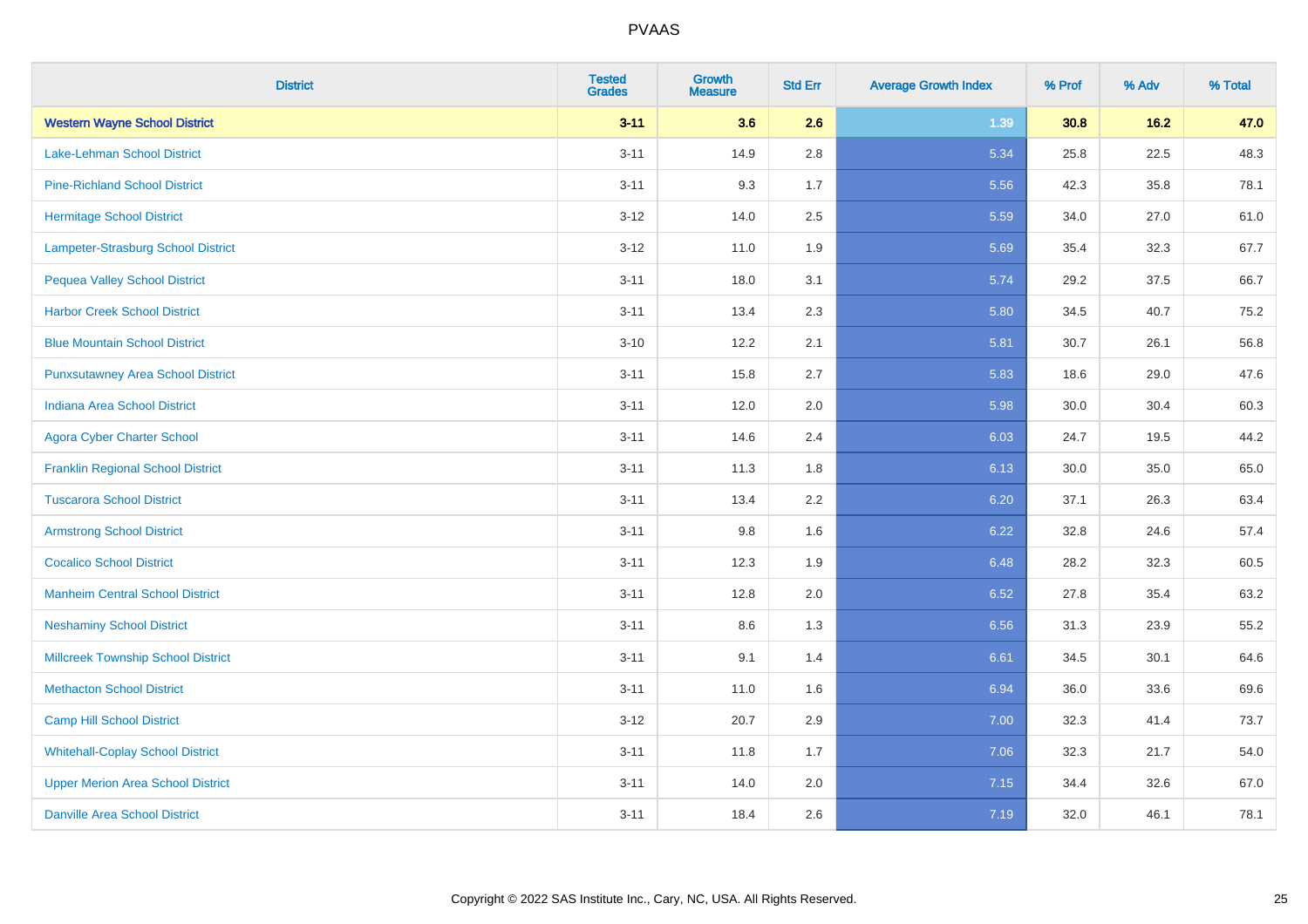# PVAAS

| District | Tested Grades | Growth Measure | Std Err | Average Growth Index | % Prof | % Adv | % Total |
|---|---|---|---|---|---|---|---|
| **Western Wayne School District** | **3-11** | **3.6** | **2.6** | **1.39** | **30.8** | **16.2** | **47.0** |
| Lake-Lehman School District | 3-11 | 14.9 | 2.8 | 5.34 | 25.8 | 22.5 | 48.3 |
| Pine-Richland School District | 3-11 | 9.3 | 1.7 | 5.56 | 42.3 | 35.8 | 78.1 |
| Hermitage School District | 3-12 | 14.0 | 2.5 | 5.59 | 34.0 | 27.0 | 61.0 |
| Lampeter-Strasburg School District | 3-12 | 11.0 | 1.9 | 5.69 | 35.4 | 32.3 | 67.7 |
| Pequea Valley School District | 3-11 | 18.0 | 3.1 | 5.74 | 29.2 | 37.5 | 66.7 |
| Harbor Creek School District | 3-11 | 13.4 | 2.3 | 5.80 | 34.5 | 40.7 | 75.2 |
| Blue Mountain School District | 3-10 | 12.2 | 2.1 | 5.81 | 30.7 | 26.1 | 56.8 |
| Punxsutawney Area School District | 3-11 | 15.8 | 2.7 | 5.83 | 18.6 | 29.0 | 47.6 |
| Indiana Area School District | 3-11 | 12.0 | 2.0 | 5.98 | 30.0 | 30.4 | 60.3 |
| Agora Cyber Charter School | 3-11 | 14.6 | 2.4 | 6.03 | 24.7 | 19.5 | 44.2 |
| Franklin Regional School District | 3-11 | 11.3 | 1.8 | 6.13 | 30.0 | 35.0 | 65.0 |
| Tuscarora School District | 3-11 | 13.4 | 2.2 | 6.20 | 37.1 | 26.3 | 63.4 |
| Armstrong School District | 3-11 | 9.8 | 1.6 | 6.22 | 32.8 | 24.6 | 57.4 |
| Cocalico School District | 3-11 | 12.3 | 1.9 | 6.48 | 28.2 | 32.3 | 60.5 |
| Manheim Central School District | 3-11 | 12.8 | 2.0 | 6.52 | 27.8 | 35.4 | 63.2 |
| Neshaminy School District | 3-11 | 8.6 | 1.3 | 6.56 | 31.3 | 23.9 | 55.2 |
| Millcreek Township School District | 3-11 | 9.1 | 1.4 | 6.61 | 34.5 | 30.1 | 64.6 |
| Methacton School District | 3-11 | 11.0 | 1.6 | 6.94 | 36.0 | 33.6 | 69.6 |
| Camp Hill School District | 3-12 | 20.7 | 2.9 | 7.00 | 32.3 | 41.4 | 73.7 |
| Whitehall-Coplay School District | 3-11 | 11.8 | 1.7 | 7.06 | 32.3 | 21.7 | 54.0 |
| Upper Merion Area School District | 3-11 | 14.0 | 2.0 | 7.15 | 34.4 | 32.6 | 67.0 |
| Danville Area School District | 3-11 | 18.4 | 2.6 | 7.19 | 32.0 | 46.1 | 78.1 |

Copyright © 2022 SAS Institute Inc., Cary, NC, USA. All Rights Reserved.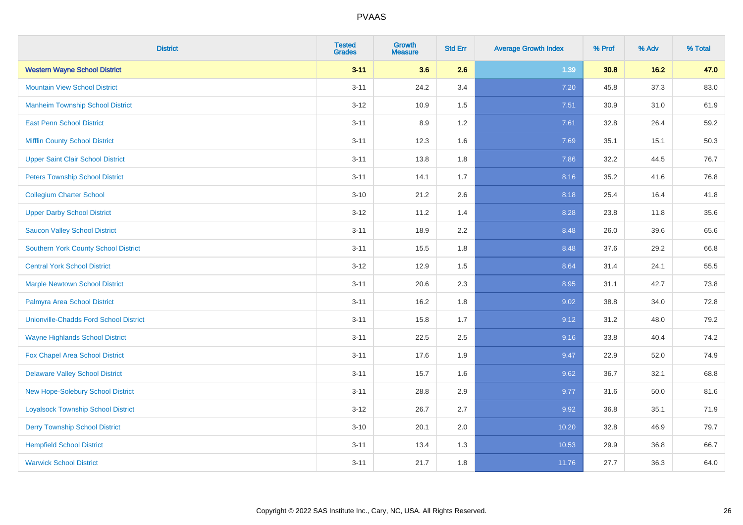| District | Tested Grades | Growth Measure | Std Err | Average Growth Index | % Prof | % Adv | % Total |
|---|---|---|---|---|---|---|---|
| **Western Wayne School District** | **3-11** | **3.6** | **2.6** | **1.39** | **30.8** | **16.2** | **47.0** |
| Mountain View School District | 3-11 | 24.2 | 3.4 | 7.20 | 45.8 | 37.3 | 83.0 |
| Manheim Township School District | 3-12 | 10.9 | 1.5 | 7.51 | 30.9 | 31.0 | 61.9 |
| East Penn School District | 3-11 | 8.9 | 1.2 | 7.61 | 32.8 | 26.4 | 59.2 |
| Mifflin County School District | 3-11 | 12.3 | 1.6 | 7.69 | 35.1 | 15.1 | 50.3 |
| Upper Saint Clair School District | 3-11 | 13.8 | 1.8 | 7.86 | 32.2 | 44.5 | 76.7 |
| Peters Township School District | 3-11 | 14.1 | 1.7 | 8.16 | 35.2 | 41.6 | 76.8 |
| Collegium Charter School | 3-10 | 21.2 | 2.6 | 8.18 | 25.4 | 16.4 | 41.8 |
| Upper Darby School District | 3-12 | 11.2 | 1.4 | 8.28 | 23.8 | 11.8 | 35.6 |
| Saucon Valley School District | 3-11 | 18.9 | 2.2 | 8.48 | 26.0 | 39.6 | 65.6 |
| Southern York County School District | 3-11 | 15.5 | 1.8 | 8.48 | 37.6 | 29.2 | 66.8 |
| Central York School District | 3-12 | 12.9 | 1.5 | 8.64 | 31.4 | 24.1 | 55.5 |
| Marple Newtown School District | 3-11 | 20.6 | 2.3 | 8.95 | 31.1 | 42.7 | 73.8 |
| Palmyra Area School District | 3-11 | 16.2 | 1.8 | 9.02 | 38.8 | 34.0 | 72.8 |
| Unionville-Chadds Ford School District | 3-11 | 15.8 | 1.7 | 9.12 | 31.2 | 48.0 | 79.2 |
| Wayne Highlands School District | 3-11 | 22.5 | 2.5 | 9.16 | 33.8 | 40.4 | 74.2 |
| Fox Chapel Area School District | 3-11 | 17.6 | 1.9 | 9.47 | 22.9 | 52.0 | 74.9 |
| Delaware Valley School District | 3-11 | 15.7 | 1.6 | 9.62 | 36.7 | 32.1 | 68.8 |
| New Hope-Solebury School District | 3-11 | 28.8 | 2.9 | 9.77 | 31.6 | 50.0 | 81.6 |
| Loyalsock Township School District | 3-12 | 26.7 | 2.7 | 9.92 | 36.8 | 35.1 | 71.9 |
| Derry Township School District | 3-10 | 20.1 | 2.0 | 10.20 | 32.8 | 46.9 | 79.7 |
| Hempfield School District | 3-11 | 13.4 | 1.3 | 10.53 | 29.9 | 36.8 | 66.7 |
| Warwick School District | 3-11 | 21.7 | 1.8 | 11.76 | 27.7 | 36.3 | 64.0 |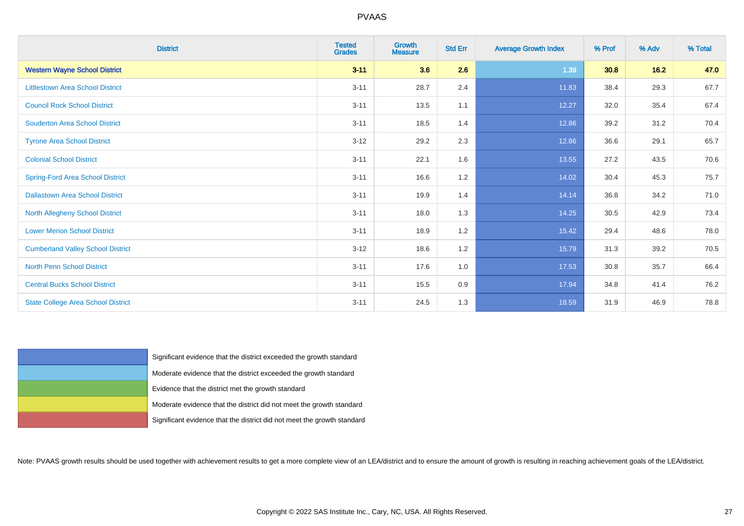PVAAS

| District | Tested Grades | Growth Measure | Std Err | Average Growth Index | % Prof | % Adv | % Total |
|---|---|---|---|---|---|---|---|
| **Western Wayne School District** | **3-11** | **3.6** | **2.6** | **1.39** | **30.8** | **16.2** | **47.0** |
| Littlestown Area School District | 3-11 | 28.7 | 2.4 | 11.83 | 38.4 | 29.3 | 67.7 |
| Council Rock School District | 3-11 | 13.5 | 1.1 | 12.27 | 32.0 | 35.4 | 67.4 |
| Souderton Area School District | 3-11 | 18.5 | 1.4 | 12.86 | 39.2 | 31.2 | 70.4 |
| Tyrone Area School District | 3-12 | 29.2 | 2.3 | 12.86 | 36.6 | 29.1 | 65.7 |
| Colonial School District | 3-11 | 22.1 | 1.6 | 13.55 | 27.2 | 43.5 | 70.6 |
| Spring-Ford Area School District | 3-11 | 16.6 | 1.2 | 14.02 | 30.4 | 45.3 | 75.7 |
| Dallastown Area School District | 3-11 | 19.9 | 1.4 | 14.14 | 36.8 | 34.2 | 71.0 |
| North Allegheny School District | 3-11 | 18.0 | 1.3 | 14.25 | 30.5 | 42.9 | 73.4 |
| Lower Merion School District | 3-11 | 18.9 | 1.2 | 15.42 | 29.4 | 48.6 | 78.0 |
| Cumberland Valley School District | 3-12 | 18.6 | 1.2 | 15.79 | 31.3 | 39.2 | 70.5 |
| North Penn School District | 3-11 | 17.6 | 1.0 | 17.53 | 30.8 | 35.7 | 66.4 |
| Central Bucks School District | 3-11 | 15.5 | 0.9 | 17.94 | 34.8 | 41.4 | 76.2 |
| State College Area School District | 3-11 | 24.5 | 1.3 | 18.59 | 31.9 | 46.9 | 78.8 |

Significant evidence that the district exceeded the growth standard

Moderate evidence that the district exceeded the growth standard

Evidence that the district met the growth standard

Moderate evidence that the district did not meet the growth standard

Significant evidence that the district did not meet the growth standard

Note: PVAAS growth results should be used together with achievement results to get a more complete view of an LEA/district and to ensure the amount of growth is resulting in reaching achievement goals of the LEA/district.

Copyright © 2022 SAS Institute Inc., Cary, NC, USA. All Rights Reserved.